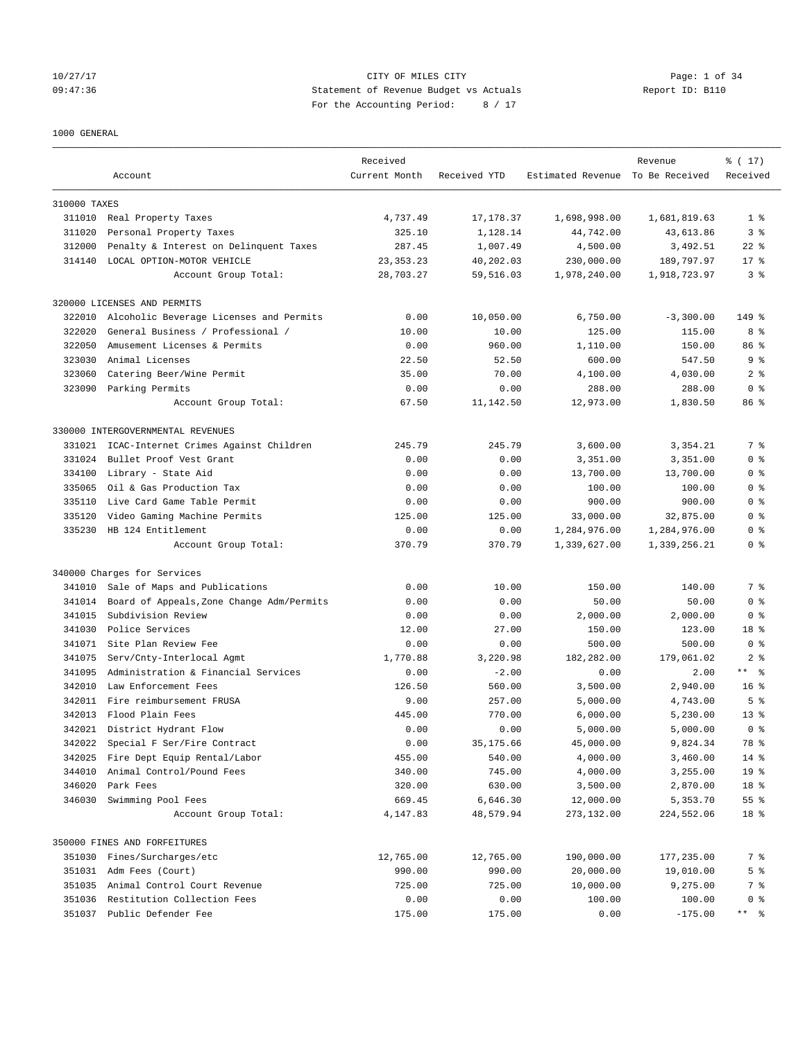CITY OF MILES CITY
Statement of Revenue Budget vs Actuals
For the Accounting Period: 8 / 17

10/27/17 09:47:36 Report ID: B110

1000 GENERAL

| Account | | Received Current Month | Received YTD | Estimated Revenue | Revenue To Be Received | % ( 17) Received |
|---|---|---|---|---|---|---|
| **310000 TAXES** | | | | | | |
| 311010 | Real Property Taxes | 4,737.49 | 17,178.37 | 1,698,998.00 | 1,681,819.63 | 1 % |
| 311020 | Personal Property Taxes | 325.10 | 1,128.14 | 44,742.00 | 43,613.86 | 3 % |
| 312000 | Penalty & Interest on Delinquent Taxes | 287.45 | 1,007.49 | 4,500.00 | 3,492.51 | 22 % |
| 314140 | LOCAL OPTION-MOTOR VEHICLE | 23,353.23 | 40,202.03 | 230,000.00 | 189,797.97 | 17 % |
| | Account Group Total: | 28,703.27 | 59,516.03 | 1,978,240.00 | 1,918,723.97 | 3 % |
| **320000 LICENSES AND PERMITS** | | | | | | |
| 322010 | Alcoholic Beverage Licenses and Permits | 0.00 | 10,050.00 | 6,750.00 | -3,300.00 | 149 % |
| 322020 | General Business / Professional / | 10.00 | 10.00 | 125.00 | 115.00 | 8 % |
| 322050 | Amusement Licenses & Permits | 0.00 | 960.00 | 1,110.00 | 150.00 | 86 % |
| 323030 | Animal Licenses | 22.50 | 52.50 | 600.00 | 547.50 | 9 % |
| 323060 | Catering Beer/Wine Permit | 35.00 | 70.00 | 4,100.00 | 4,030.00 | 2 % |
| 323090 | Parking Permits | 0.00 | 0.00 | 288.00 | 288.00 | 0 % |
| | Account Group Total: | 67.50 | 11,142.50 | 12,973.00 | 1,830.50 | 86 % |
| **330000 INTERGOVERNMENTAL REVENUES** | | | | | | |
| 331021 | ICAC-Internet Crimes Against Children | 245.79 | 245.79 | 3,600.00 | 3,354.21 | 7 % |
| 331024 | Bullet Proof Vest Grant | 0.00 | 0.00 | 3,351.00 | 3,351.00 | 0 % |
| 334100 | Library - State Aid | 0.00 | 0.00 | 13,700.00 | 13,700.00 | 0 % |
| 335065 | Oil & Gas Production Tax | 0.00 | 0.00 | 100.00 | 100.00 | 0 % |
| 335110 | Live Card Game Table Permit | 0.00 | 0.00 | 900.00 | 900.00 | 0 % |
| 335120 | Video Gaming Machine Permits | 125.00 | 125.00 | 33,000.00 | 32,875.00 | 0 % |
| 335230 | HB 124 Entitlement | 0.00 | 0.00 | 1,284,976.00 | 1,284,976.00 | 0 % |
| | Account Group Total: | 370.79 | 370.79 | 1,339,627.00 | 1,339,256.21 | 0 % |
| **340000 Charges for Services** | | | | | | |
| 341010 | Sale of Maps and Publications | 0.00 | 10.00 | 150.00 | 140.00 | 7 % |
| 341014 | Board of Appeals,Zone Change Adm/Permits | 0.00 | 0.00 | 50.00 | 50.00 | 0 % |
| 341015 | Subdivision Review | 0.00 | 0.00 | 2,000.00 | 2,000.00 | 0 % |
| 341030 | Police Services | 12.00 | 27.00 | 150.00 | 123.00 | 18 % |
| 341071 | Site Plan Review Fee | 0.00 | 0.00 | 500.00 | 500.00 | 0 % |
| 341075 | Serv/Cnty-Interlocal Agmt | 1,770.88 | 3,220.98 | 182,282.00 | 179,061.02 | 2 % |
| 341095 | Administration & Financial Services | 0.00 | -2.00 | 0.00 | 2.00 | ** % |
| 342010 | Law Enforcement Fees | 126.50 | 560.00 | 3,500.00 | 2,940.00 | 16 % |
| 342011 | Fire reimbursement FRUSA | 9.00 | 257.00 | 5,000.00 | 4,743.00 | 5 % |
| 342013 | Flood Plain Fees | 445.00 | 770.00 | 6,000.00 | 5,230.00 | 13 % |
| 342021 | District Hydrant Flow | 0.00 | 0.00 | 5,000.00 | 5,000.00 | 0 % |
| 342022 | Special F Ser/Fire Contract | 0.00 | 35,175.66 | 45,000.00 | 9,824.34 | 78 % |
| 342025 | Fire Dept Equip Rental/Labor | 455.00 | 540.00 | 4,000.00 | 3,460.00 | 14 % |
| 344010 | Animal Control/Pound Fees | 340.00 | 745.00 | 4,000.00 | 3,255.00 | 19 % |
| 346020 | Park Fees | 320.00 | 630.00 | 3,500.00 | 2,870.00 | 18 % |
| 346030 | Swimming Pool Fees | 669.45 | 6,646.30 | 12,000.00 | 5,353.70 | 55 % |
| | Account Group Total: | 4,147.83 | 48,579.94 | 273,132.00 | 224,552.06 | 18 % |
| **350000 FINES AND FORFEITURES** | | | | | | |
| 351030 | Fines/Surcharges/etc | 12,765.00 | 12,765.00 | 190,000.00 | 177,235.00 | 7 % |
| 351031 | Adm Fees (Court) | 990.00 | 990.00 | 20,000.00 | 19,010.00 | 5 % |
| 351035 | Animal Control Court Revenue | 725.00 | 725.00 | 10,000.00 | 9,275.00 | 7 % |
| 351036 | Restitution Collection Fees | 0.00 | 0.00 | 100.00 | 100.00 | 0 % |
| 351037 | Public Defender Fee | 175.00 | 175.00 | 0.00 | -175.00 | ** % |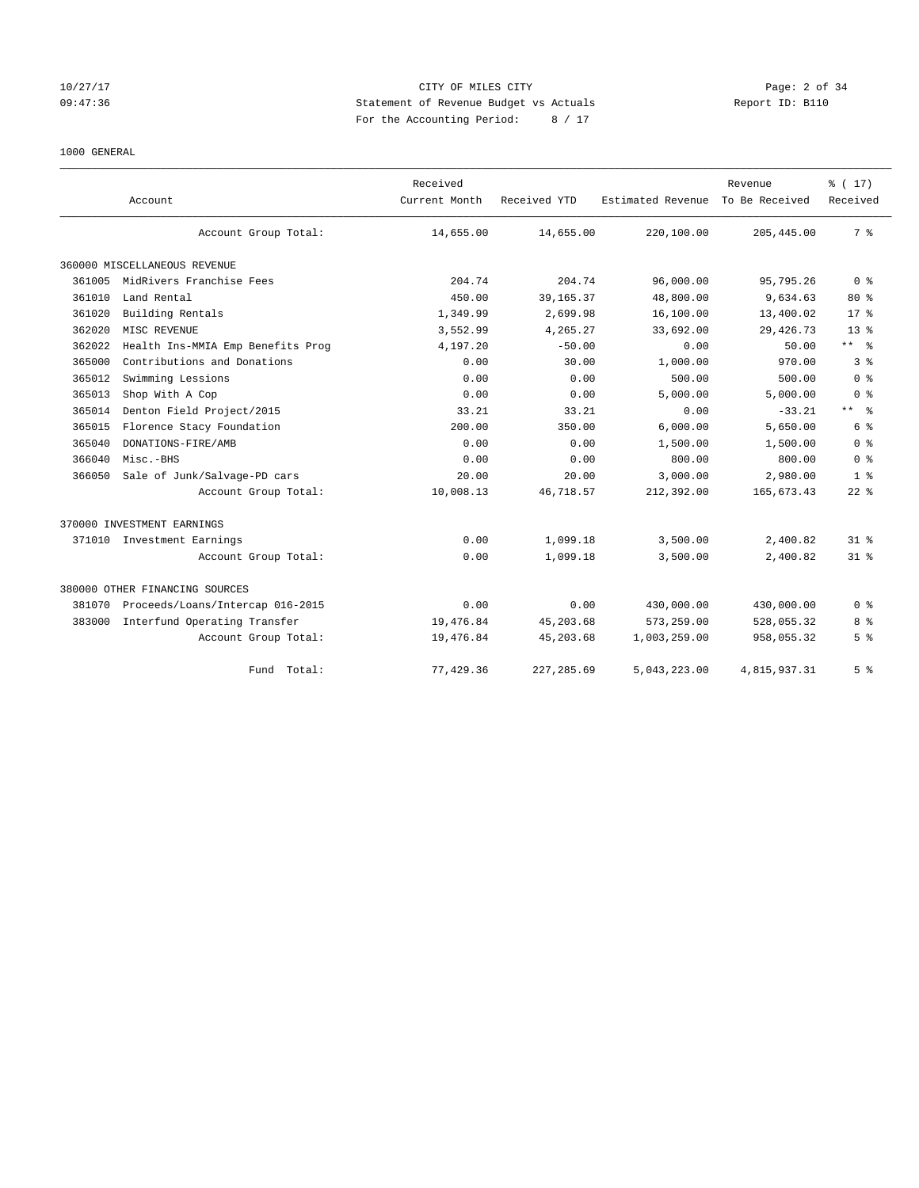CITY OF MILES CITY
Statement of Revenue Budget vs Actuals
For the Accounting Period: 8 / 17

10/27/17 09:47:36 Report ID: B110

1000 GENERAL

| Account | Received Current Month | Received YTD | Estimated Revenue | Revenue To Be Received | % ( 17) Received |
|---|---|---|---|---|---|
| Account Group Total: | 14,655.00 | 14,655.00 | 220,100.00 | 205,445.00 | 7 % |
| **360000 MISCELLANEOUS REVENUE** | | | | | |
| 361005 MidRivers Franchise Fees | 204.74 | 204.74 | 96,000.00 | 95,795.26 | 0 % |
| 361010 Land Rental | 450.00 | 39,165.37 | 48,800.00 | 9,634.63 | 80 % |
| 361020 Building Rentals | 1,349.99 | 2,699.98 | 16,100.00 | 13,400.02 | 17 % |
| 362020 MISC REVENUE | 3,552.99 | 4,265.27 | 33,692.00 | 29,426.73 | 13 % |
| 362022 Health Ins-MMIA Emp Benefits Prog | 4,197.20 | -50.00 | 0.00 | 50.00 | ** % |
| 365000 Contributions and Donations | 0.00 | 30.00 | 1,000.00 | 970.00 | 3 % |
| 365012 Swimming Lessions | 0.00 | 0.00 | 500.00 | 500.00 | 0 % |
| 365013 Shop With A Cop | 0.00 | 0.00 | 5,000.00 | 5,000.00 | 0 % |
| 365014 Denton Field Project/2015 | 33.21 | 33.21 | 0.00 | -33.21 | ** % |
| 365015 Florence Stacy Foundation | 200.00 | 350.00 | 6,000.00 | 5,650.00 | 6 % |
| 365040 DONATIONS-FIRE/AMB | 0.00 | 0.00 | 1,500.00 | 1,500.00 | 0 % |
| 366040 Misc.-BHS | 0.00 | 0.00 | 800.00 | 800.00 | 0 % |
| 366050 Sale of Junk/Salvage-PD cars | 20.00 | 20.00 | 3,000.00 | 2,980.00 | 1 % |
| Account Group Total: | 10,008.13 | 46,718.57 | 212,392.00 | 165,673.43 | 22 % |
| **370000 INVESTMENT EARNINGS** | | | | | |
| 371010 Investment Earnings | 0.00 | 1,099.18 | 3,500.00 | 2,400.82 | 31 % |
| Account Group Total: | 0.00 | 1,099.18 | 3,500.00 | 2,400.82 | 31 % |
| **380000 OTHER FINANCING SOURCES** | | | | | |
| 381070 Proceeds/Loans/Intercap 016-2015 | 0.00 | 0.00 | 430,000.00 | 430,000.00 | 0 % |
| 383000 Interfund Operating Transfer | 19,476.84 | 45,203.68 | 573,259.00 | 528,055.32 | 8 % |
| Account Group Total: | 19,476.84 | 45,203.68 | 1,003,259.00 | 958,055.32 | 5 % |
| Fund Total: | 77,429.36 | 227,285.69 | 5,043,223.00 | 4,815,937.31 | 5 % |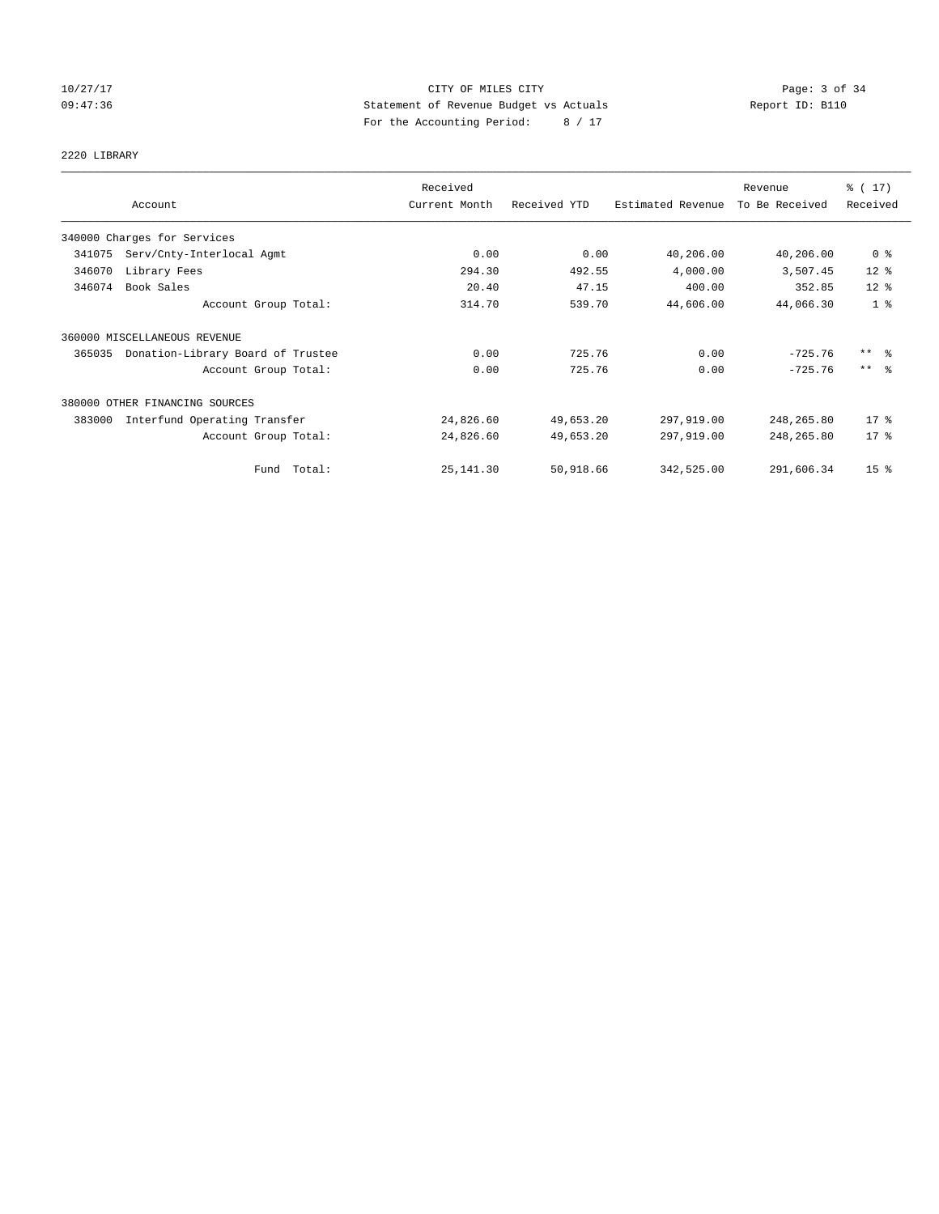CITY OF MILES CITY

Statement of Revenue Budget vs Actuals

For the Accounting Period: 8 / 17

10/27/17 09:47:36 — Report ID: B110

2220 LIBRARY

| Account | Received Current Month | Received YTD | Estimated Revenue | Revenue To Be Received | % ( 17) Received |
|---|---|---|---|---|---|
| 340000 Charges for Services | | | | | |
| 341075 Serv/Cnty-Interlocal Agmt | 0.00 | 0.00 | 40,206.00 | 40,206.00 | 0 % |
| 346070 Library Fees | 294.30 | 492.55 | 4,000.00 | 3,507.45 | 12 % |
| 346074 Book Sales | 20.40 | 47.15 | 400.00 | 352.85 | 12 % |
| Account Group Total: | 314.70 | 539.70 | 44,606.00 | 44,066.30 | 1 % |
| 360000 MISCELLANEOUS REVENUE | | | | | |
| 365035 Donation-Library Board of Trustee | 0.00 | 725.76 | 0.00 | -725.76 | ** % |
| Account Group Total: | 0.00 | 725.76 | 0.00 | -725.76 | ** % |
| 380000 OTHER FINANCING SOURCES | | | | | |
| 383000 Interfund Operating Transfer | 24,826.60 | 49,653.20 | 297,919.00 | 248,265.80 | 17 % |
| Account Group Total: | 24,826.60 | 49,653.20 | 297,919.00 | 248,265.80 | 17 % |
| Fund Total: | 25,141.30 | 50,918.66 | 342,525.00 | 291,606.34 | 15 % |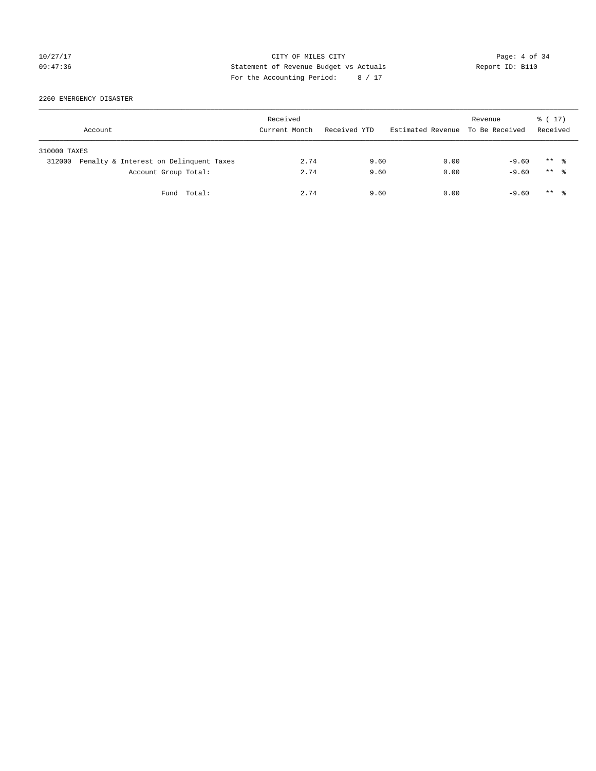CITY OF MILES CITY
Statement of Revenue Budget vs Actuals
For the Accounting Period: 8 / 17

10/27/17
09:47:36

Report ID: B110

2260 EMERGENCY DISASTER

| Account | Received Current Month | Received YTD | Estimated Revenue | Revenue To Be Received | % ( 17) Received |
|---|---|---|---|---|---|
| 310000 TAXES | | | | | |
| 312000 Penalty & Interest on Delinquent Taxes | 2.74 | 9.60 | 0.00 | -9.60 | ** % |
| Account Group Total: | 2.74 | 9.60 | 0.00 | -9.60 | ** % |
| Fund Total: | 2.74 | 9.60 | 0.00 | -9.60 | ** % |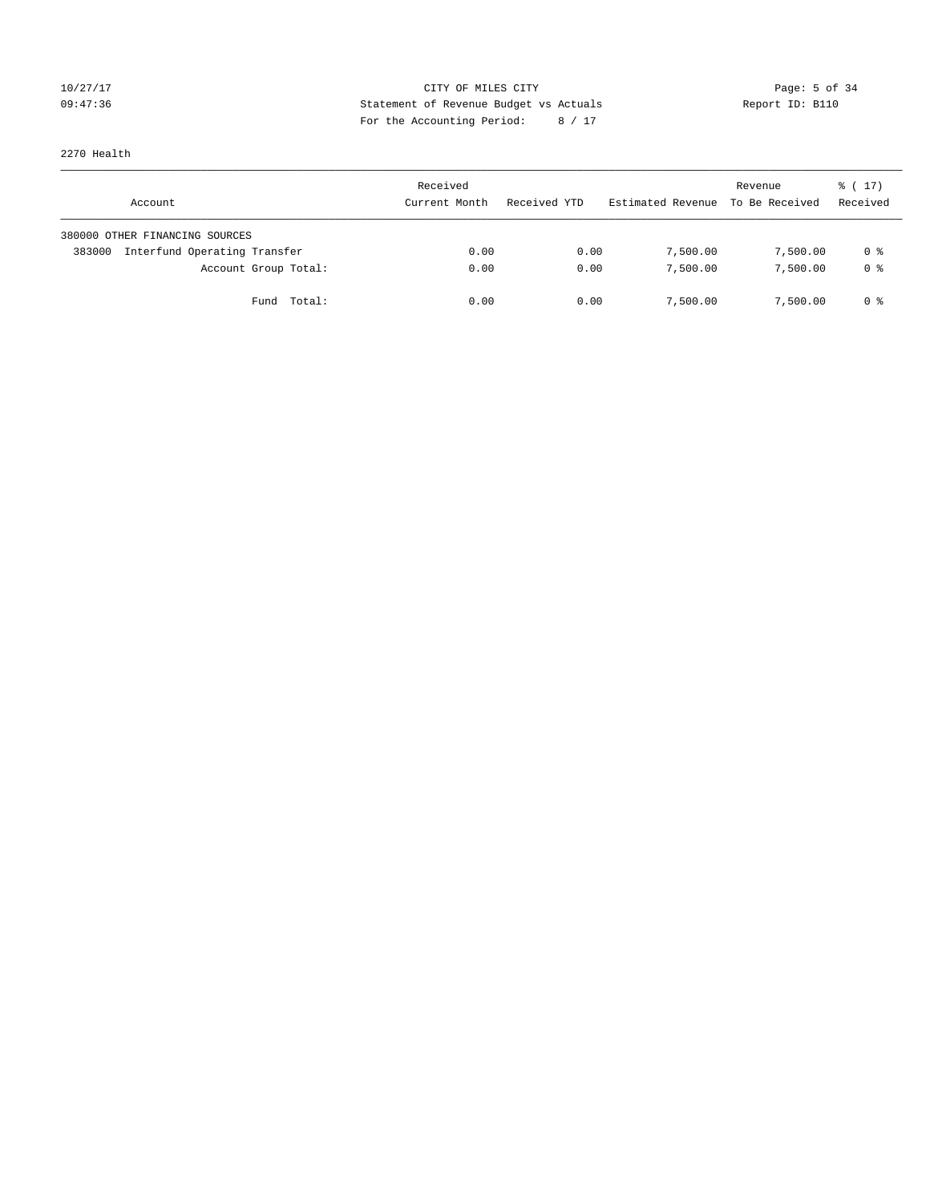CITY OF MILES CITY
Statement of Revenue Budget vs Actuals
For the Accounting Period: 8 / 17

10/27/17
09:47:36

Report ID: B110

2270 Health

| Account | Received Current Month | Received YTD | Estimated Revenue | Revenue To Be Received | % ( 17) Received |
|---|---|---|---|---|---|
| 380000 OTHER FINANCING SOURCES | | | | | |
| 383000 Interfund Operating Transfer | 0.00 | 0.00 | 7,500.00 | 7,500.00 | 0 % |
| Account Group Total: | 0.00 | 0.00 | 7,500.00 | 7,500.00 | 0 % |
| Fund Total: | 0.00 | 0.00 | 7,500.00 | 7,500.00 | 0 % |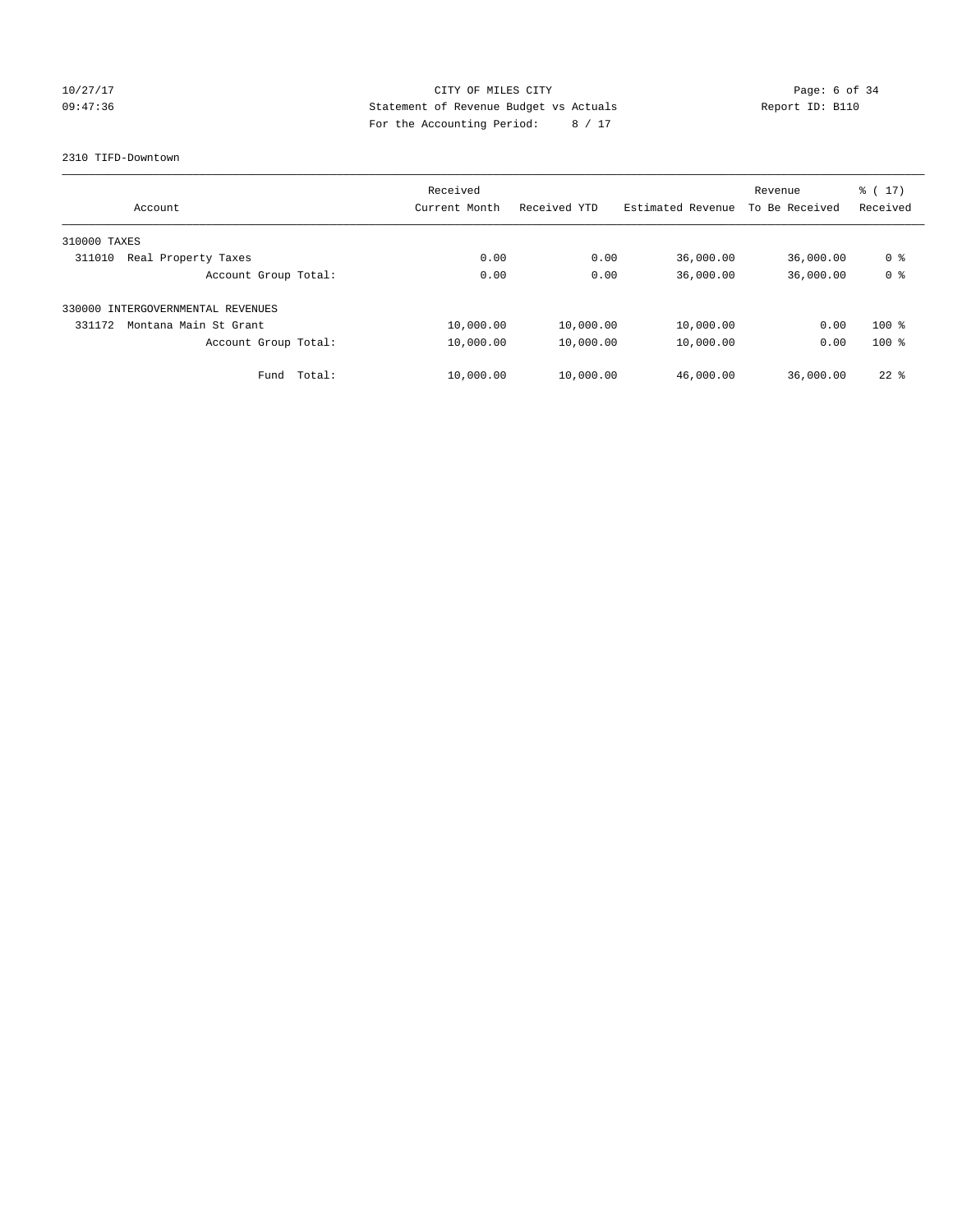CITY OF MILES CITY
Statement of Revenue Budget vs Actuals
For the Accounting Period: 8 / 17

10/27/17
09:47:36

Report ID: B110

2310 TIFD-Downtown

| Account | Received Current Month | Received YTD | Estimated Revenue | Revenue To Be Received | % ( 17) Received |
|---|---|---|---|---|---|
| 310000 TAXES | | | | | |
| 311010 Real Property Taxes | 0.00 | 0.00 | 36,000.00 | 36,000.00 | 0 % |
| Account Group Total: | 0.00 | 0.00 | 36,000.00 | 36,000.00 | 0 % |
| 330000 INTERGOVERNMENTAL REVENUES | | | | | |
| 331172 Montana Main St Grant | 10,000.00 | 10,000.00 | 10,000.00 | 0.00 | 100 % |
| Account Group Total: | 10,000.00 | 10,000.00 | 10,000.00 | 0.00 | 100 % |
| Fund Total: | 10,000.00 | 10,000.00 | 46,000.00 | 36,000.00 | 22 % |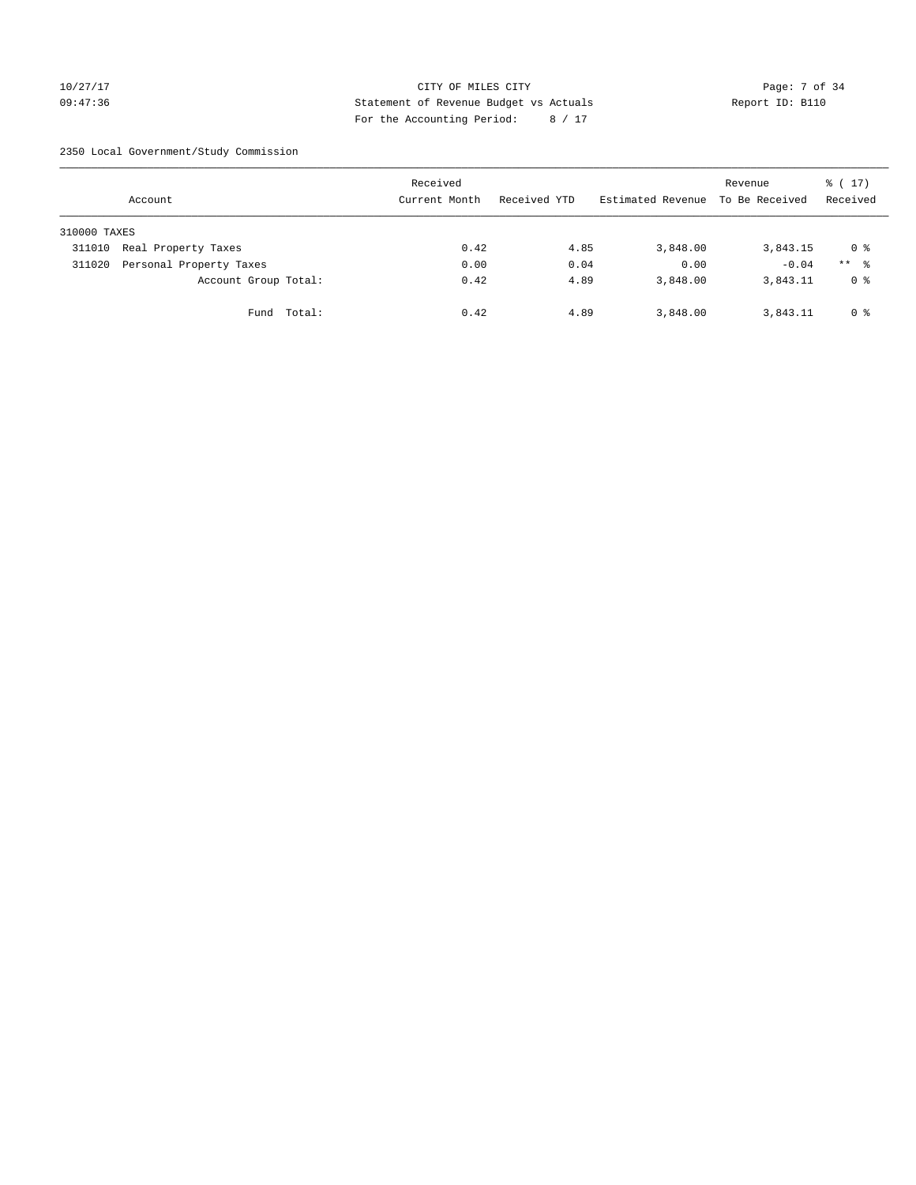CITY OF MILES CITY
Statement of Revenue Budget vs Actuals
For the Accounting Period: 8 / 17

10/27/17
09:47:36

Report ID: B110

2350 Local Government/Study Commission

| Account | Received Current Month | Received YTD | Estimated Revenue | Revenue To Be Received | % ( 17) Received |
|---|---|---|---|---|---|
| 310000 TAXES | | | | | |
| 311010 Real Property Taxes | 0.42 | 4.85 | 3,848.00 | 3,843.15 | 0 % |
| 311020 Personal Property Taxes | 0.00 | 0.04 | 0.00 | -0.04 | ** % |
| Account Group Total: | 0.42 | 4.89 | 3,848.00 | 3,843.11 | 0 % |
| Fund Total: | 0.42 | 4.89 | 3,848.00 | 3,843.11 | 0 % |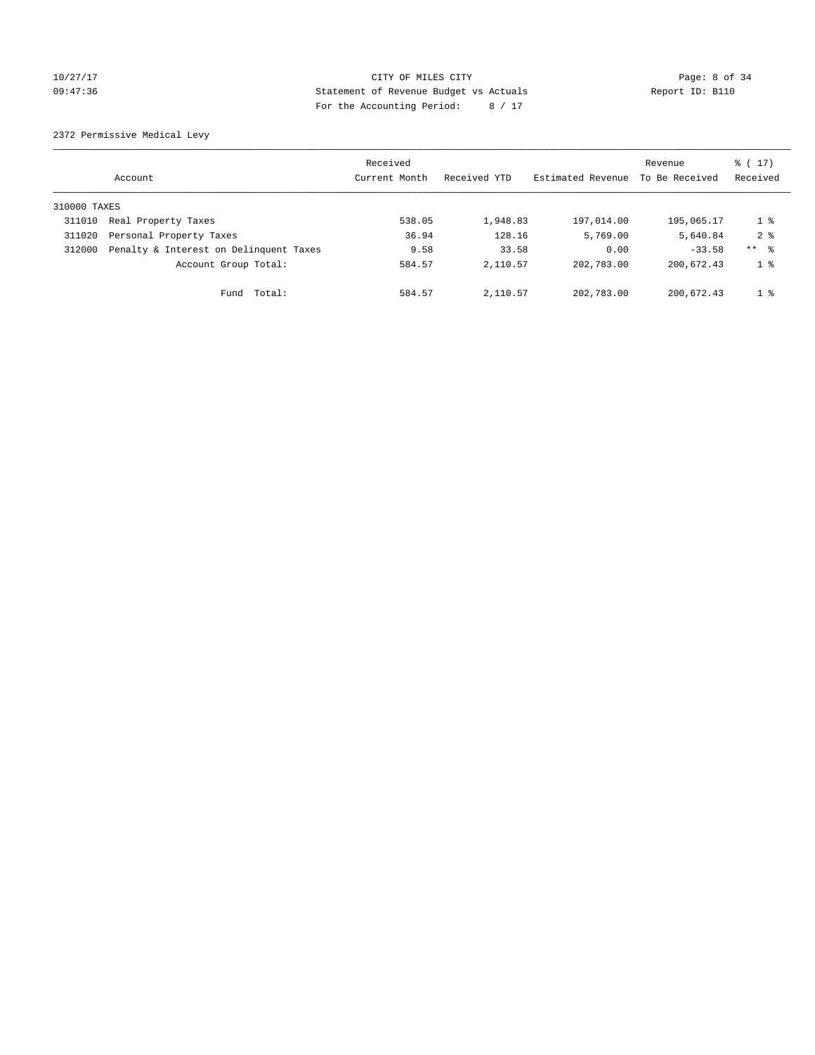CITY OF MILES CITY
Statement of Revenue Budget vs Actuals
For the Accounting Period: 8 / 17

10/27/17
09:47:36

Report ID: B110

2372 Permissive Medical Levy

| Account | Received Current Month | Received YTD | Estimated Revenue | Revenue To Be Received | % ( 17) Received |
|---|---|---|---|---|---|
| 310000 TAXES | | | | | |
| 311010 Real Property Taxes | 538.05 | 1,948.83 | 197,014.00 | 195,065.17 | 1 % |
| 311020 Personal Property Taxes | 36.94 | 128.16 | 5,769.00 | 5,640.84 | 2 % |
| 312000 Penalty & Interest on Delinquent Taxes | 9.58 | 33.58 | 0.00 | -33.58 | ** % |
| Account Group Total: | 584.57 | 2,110.57 | 202,783.00 | 200,672.43 | 1 % |
| Fund Total: | 584.57 | 2,110.57 | 202,783.00 | 200,672.43 | 1 % |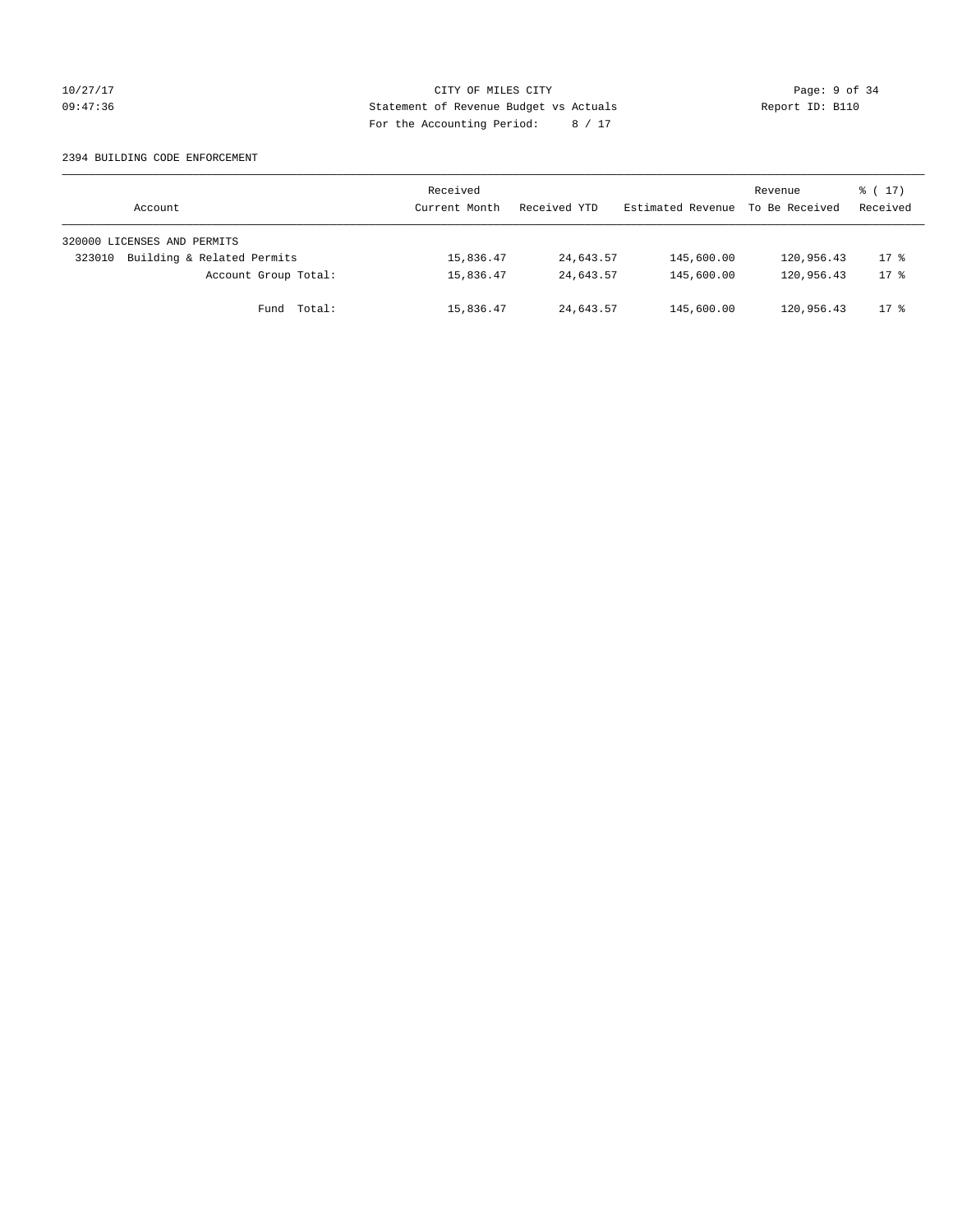CITY OF MILES CITY
Statement of Revenue Budget vs Actuals
For the Accounting Period: 8 / 17

10/27/17
09:47:36

Report ID: B110

2394 BUILDING CODE ENFORCEMENT

| Account | Received Current Month | Received YTD | Estimated Revenue | Revenue To Be Received | % ( 17) Received |
|---|---|---|---|---|---|
| 320000 LICENSES AND PERMITS | | | | | |
| 323010 Building & Related Permits | 15,836.47 | 24,643.57 | 145,600.00 | 120,956.43 | 17 % |
| Account Group Total: | 15,836.47 | 24,643.57 | 145,600.00 | 120,956.43 | 17 % |
| Fund Total: | 15,836.47 | 24,643.57 | 145,600.00 | 120,956.43 | 17 % |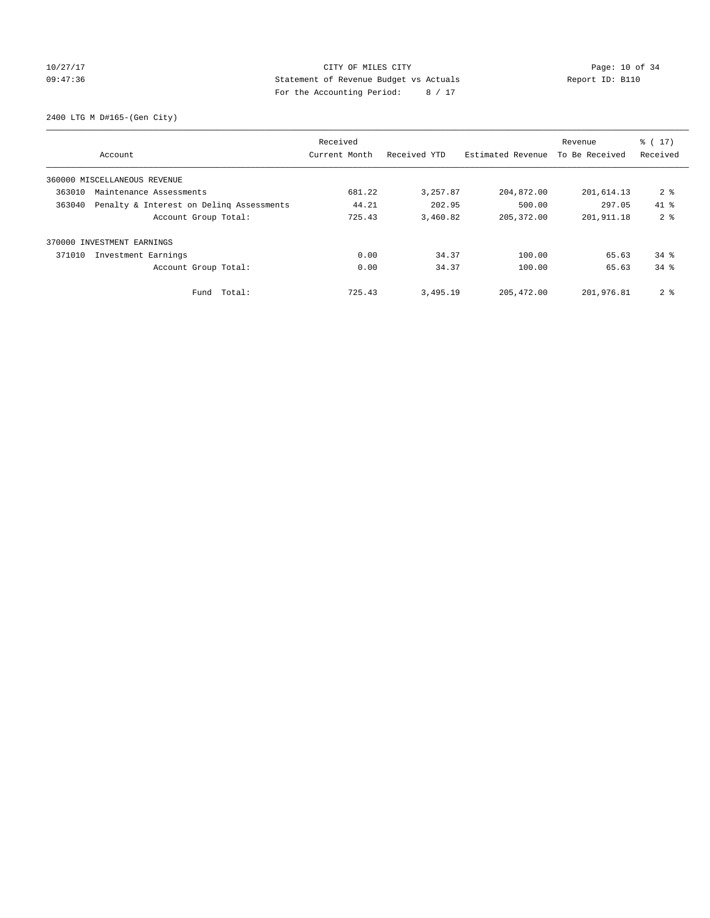CITY OF MILES CITY

Statement of Revenue Budget vs Actuals

For the Accounting Period: 8 / 17

10/27/17 09:47:36 Report ID: B110

2400 LTG M D#165-(Gen City)

| Account | Received Current Month | Received YTD | Estimated Revenue | Revenue To Be Received | % ( 17) Received |
|---|---|---|---|---|---|
| 360000 MISCELLANEOUS REVENUE | | | | | |
| 363010 Maintenance Assessments | 681.22 | 3,257.87 | 204,872.00 | 201,614.13 | 2 % |
| 363040 Penalty & Interest on Delinq Assessments | 44.21 | 202.95 | 500.00 | 297.05 | 41 % |
| Account Group Total: | 725.43 | 3,460.82 | 205,372.00 | 201,911.18 | 2 % |
| 370000 INVESTMENT EARNINGS | | | | | |
| 371010 Investment Earnings | 0.00 | 34.37 | 100.00 | 65.63 | 34 % |
| Account Group Total: | 0.00 | 34.37 | 100.00 | 65.63 | 34 % |
| Fund Total: | 725.43 | 3,495.19 | 205,472.00 | 201,976.81 | 2 % |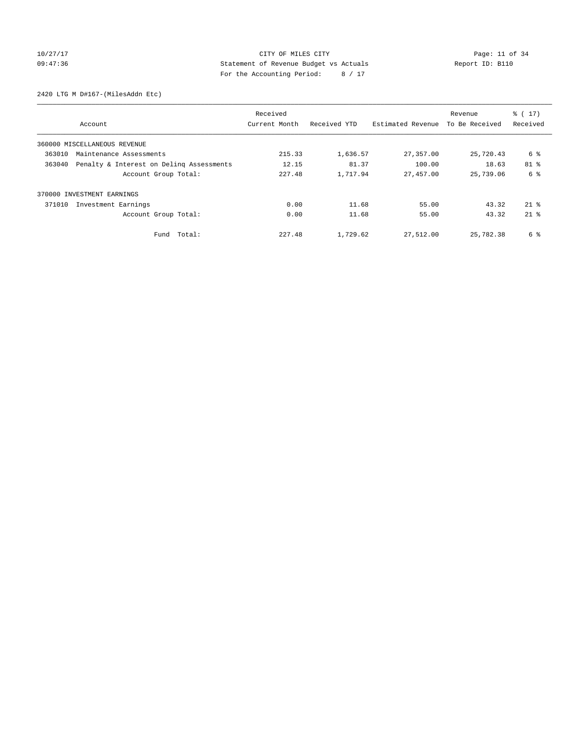CITY OF MILES CITY
Statement of Revenue Budget vs Actuals
For the Accounting Period: 8 / 17

10/27/17
09:47:36

Report ID: B110

2420 LTG M D#167-(MilesAddn Etc)

| Account | Received Current Month | Received YTD | Estimated Revenue | Revenue To Be Received | % ( 17) Received |
|---|---|---|---|---|---|
| 360000 MISCELLANEOUS REVENUE | | | | | |
| 363010 Maintenance Assessments | 215.33 | 1,636.57 | 27,357.00 | 25,720.43 | 6 % |
| 363040 Penalty & Interest on Delinq Assessments | 12.15 | 81.37 | 100.00 | 18.63 | 81 % |
| Account Group Total: | 227.48 | 1,717.94 | 27,457.00 | 25,739.06 | 6 % |
| 370000 INVESTMENT EARNINGS | | | | | |
| 371010 Investment Earnings | 0.00 | 11.68 | 55.00 | 43.32 | 21 % |
| Account Group Total: | 0.00 | 11.68 | 55.00 | 43.32 | 21 % |
| Fund Total: | 227.48 | 1,729.62 | 27,512.00 | 25,782.38 | 6 % |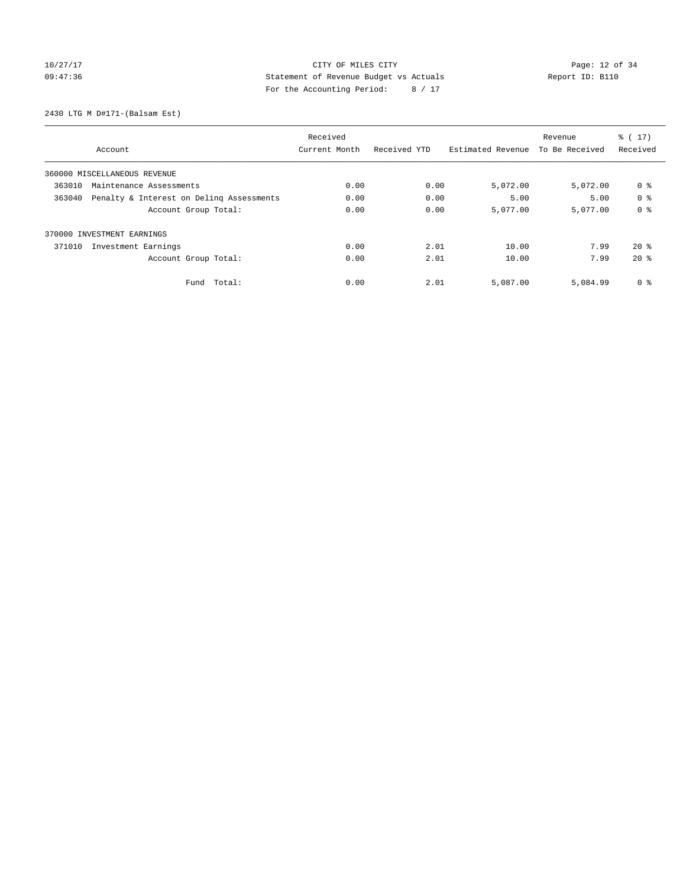CITY OF MILES CITY
Statement of Revenue Budget vs Actuals
For the Accounting Period: 8 / 17

10/27/17
09:47:36

Report ID: B110

2430 LTG M D#171-(Balsam Est)

| Account | Received Current Month | Received YTD | Estimated Revenue | Revenue To Be Received | % ( 17) Received |
|---|---|---|---|---|---|
| 360000 MISCELLANEOUS REVENUE | | | | | |
| 363010 Maintenance Assessments | 0.00 | 0.00 | 5,072.00 | 5,072.00 | 0 % |
| 363040 Penalty & Interest on Delinq Assessments | 0.00 | 0.00 | 5.00 | 5.00 | 0 % |
| Account Group Total: | 0.00 | 0.00 | 5,077.00 | 5,077.00 | 0 % |
| 370000 INVESTMENT EARNINGS | | | | | |
| 371010 Investment Earnings | 0.00 | 2.01 | 10.00 | 7.99 | 20 % |
| Account Group Total: | 0.00 | 2.01 | 10.00 | 7.99 | 20 % |
| Fund Total: | 0.00 | 2.01 | 5,087.00 | 5,084.99 | 0 % |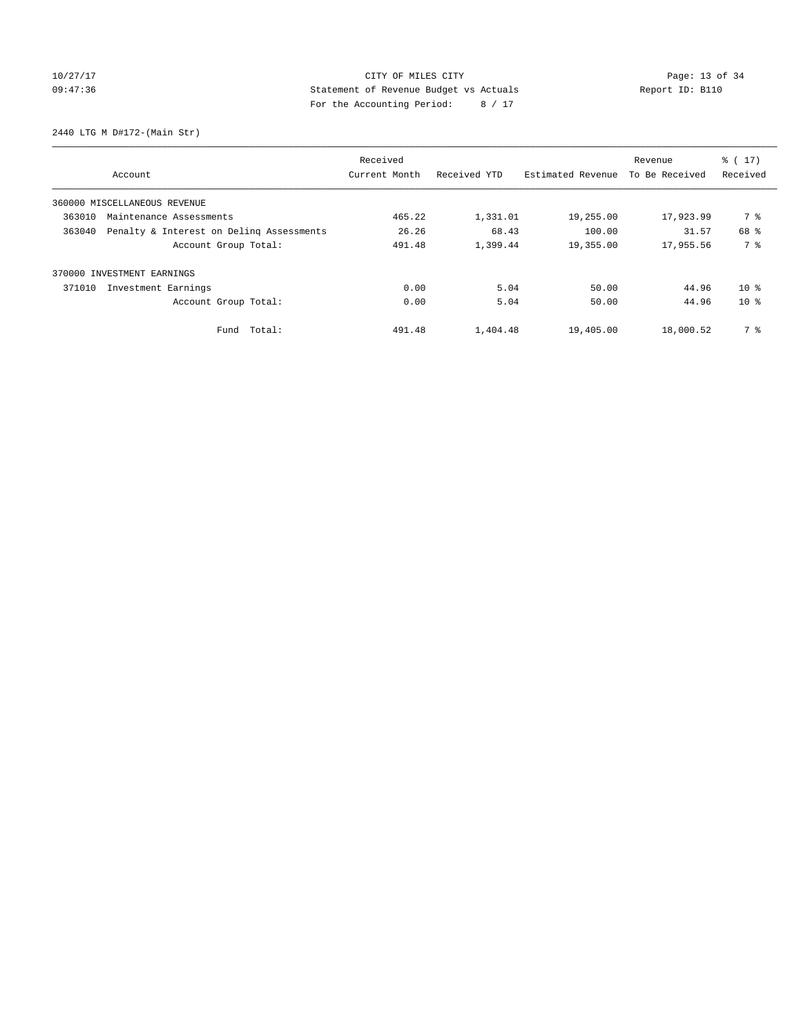CITY OF MILES CITY
Statement of Revenue Budget vs Actuals
For the Accounting Period: 8 / 17

2440 LTG M D#172-(Main Str)

| Account | Received Current Month | Received YTD | Estimated Revenue | Revenue To Be Received | % ( 17) Received |
|---|---|---|---|---|---|
| 360000 MISCELLANEOUS REVENUE | | | | | |
| 363010 Maintenance Assessments | 465.22 | 1,331.01 | 19,255.00 | 17,923.99 | 7 % |
| 363040 Penalty & Interest on Delinq Assessments | 26.26 | 68.43 | 100.00 | 31.57 | 68 % |
| Account Group Total: | 491.48 | 1,399.44 | 19,355.00 | 17,955.56 | 7 % |
| 370000 INVESTMENT EARNINGS | | | | | |
| 371010 Investment Earnings | 0.00 | 5.04 | 50.00 | 44.96 | 10 % |
| Account Group Total: | 0.00 | 5.04 | 50.00 | 44.96 | 10 % |
| Fund Total: | 491.48 | 1,404.48 | 19,405.00 | 18,000.52 | 7 % |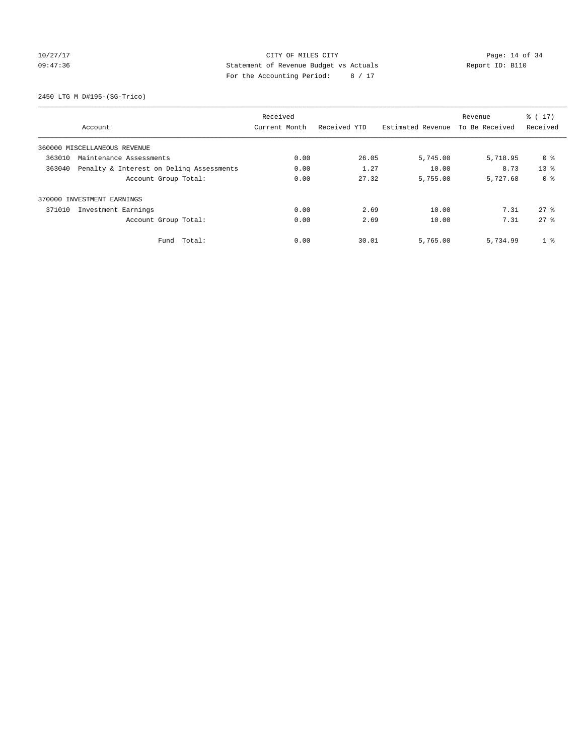CITY OF MILES CITY
Statement of Revenue Budget vs Actuals
For the Accounting Period: 8 / 17

10/27/17
09:47:36

Report ID: B110

2450 LTG M D#195-(SG-Trico)

| Account | Received Current Month | Received YTD | Estimated Revenue | Revenue To Be Received | % ( 17) Received |
|---|---|---|---|---|---|
| 360000 MISCELLANEOUS REVENUE | | | | | |
| 363010 Maintenance Assessments | 0.00 | 26.05 | 5,745.00 | 5,718.95 | 0 % |
| 363040 Penalty & Interest on Delinq Assessments | 0.00 | 1.27 | 10.00 | 8.73 | 13 % |
| Account Group Total: | 0.00 | 27.32 | 5,755.00 | 5,727.68 | 0 % |
| 370000 INVESTMENT EARNINGS | | | | | |
| 371010 Investment Earnings | 0.00 | 2.69 | 10.00 | 7.31 | 27 % |
| Account Group Total: | 0.00 | 2.69 | 10.00 | 7.31 | 27 % |
| Fund Total: | 0.00 | 30.01 | 5,765.00 | 5,734.99 | 1 % |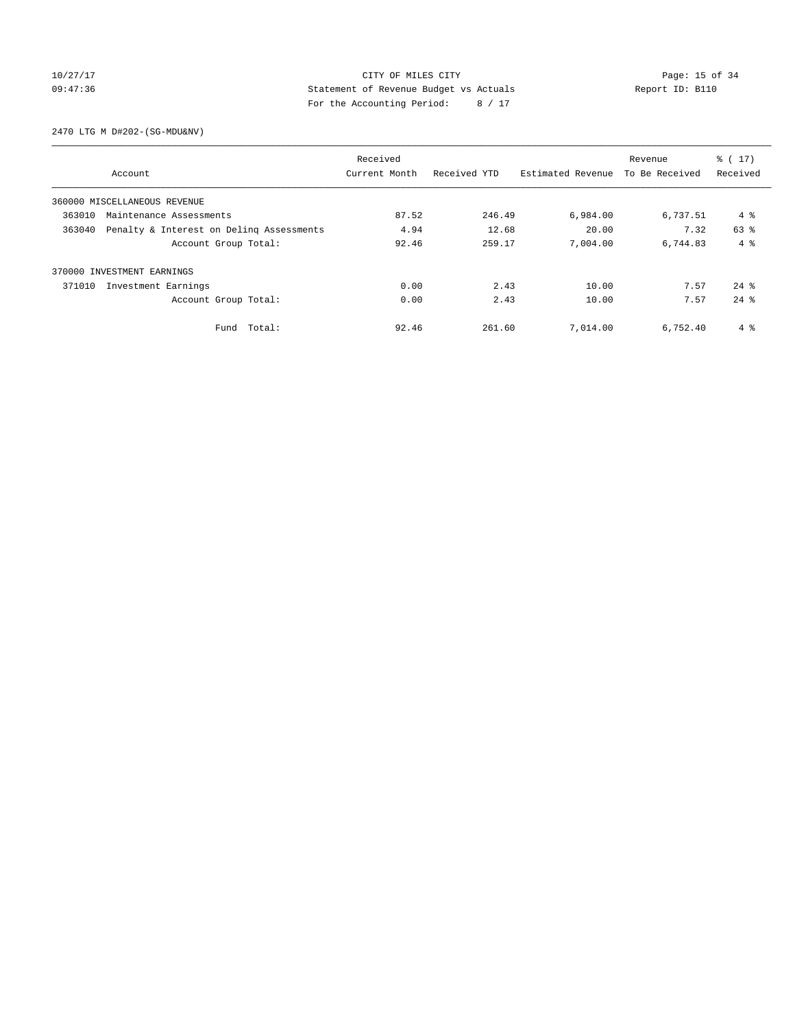CITY OF MILES CITY
Statement of Revenue Budget vs Actuals
For the Accounting Period: 8 / 17

10/27/17
09:47:36

Report ID: B110

2470 LTG M D#202-(SG-MDU&NV)

| Account | Received Current Month | Received YTD | Estimated Revenue | Revenue To Be Received | % ( 17) Received |
|---|---|---|---|---|---|
| 360000 MISCELLANEOUS REVENUE | | | | | |
| 363010 Maintenance Assessments | 87.52 | 246.49 | 6,984.00 | 6,737.51 | 4 % |
| 363040 Penalty & Interest on Delinq Assessments | 4.94 | 12.68 | 20.00 | 7.32 | 63 % |
| Account Group Total: | 92.46 | 259.17 | 7,004.00 | 6,744.83 | 4 % |
| 370000 INVESTMENT EARNINGS | | | | | |
| 371010 Investment Earnings | 0.00 | 2.43 | 10.00 | 7.57 | 24 % |
| Account Group Total: | 0.00 | 2.43 | 10.00 | 7.57 | 24 % |
| Fund Total: | 92.46 | 261.60 | 7,014.00 | 6,752.40 | 4 % |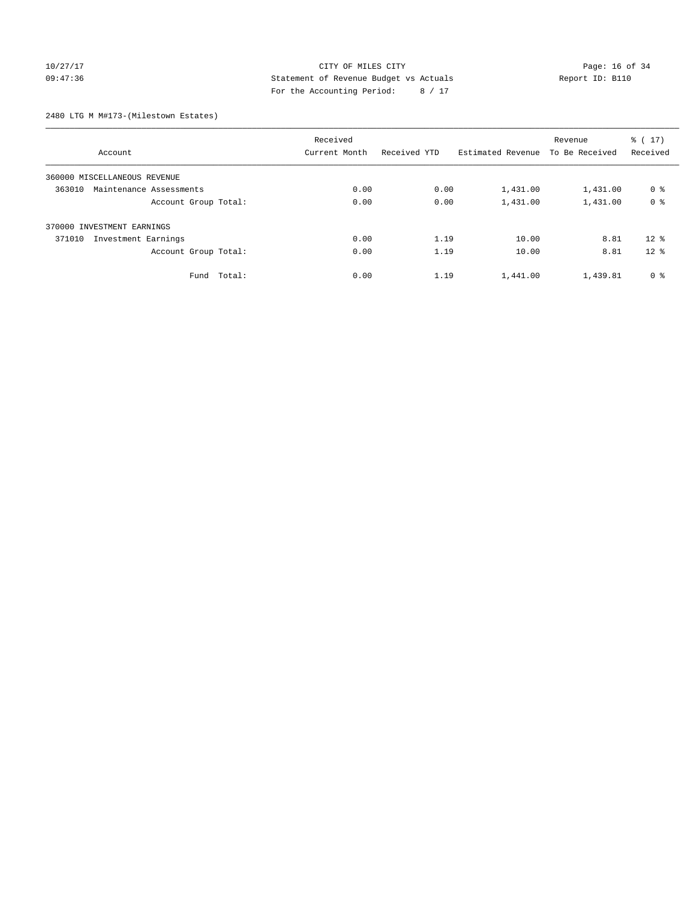CITY OF MILES CITY
Statement of Revenue Budget vs Actuals
For the Accounting Period: 8 / 17

10/27/17
09:47:36

Report ID: B110

2480 LTG M M#173-(Milestown Estates)

| Account | Received Current Month | Received YTD | Estimated Revenue | Revenue To Be Received | % ( 17) Received |
|---|---|---|---|---|---|
| 360000 MISCELLANEOUS REVENUE | | | | | |
| 363010 Maintenance Assessments | 0.00 | 0.00 | 1,431.00 | 1,431.00 | 0 % |
| Account Group Total: | 0.00 | 0.00 | 1,431.00 | 1,431.00 | 0 % |
| 370000 INVESTMENT EARNINGS | | | | | |
| 371010 Investment Earnings | 0.00 | 1.19 | 10.00 | 8.81 | 12 % |
| Account Group Total: | 0.00 | 1.19 | 10.00 | 8.81 | 12 % |
| Fund Total: | 0.00 | 1.19 | 1,441.00 | 1,439.81 | 0 % |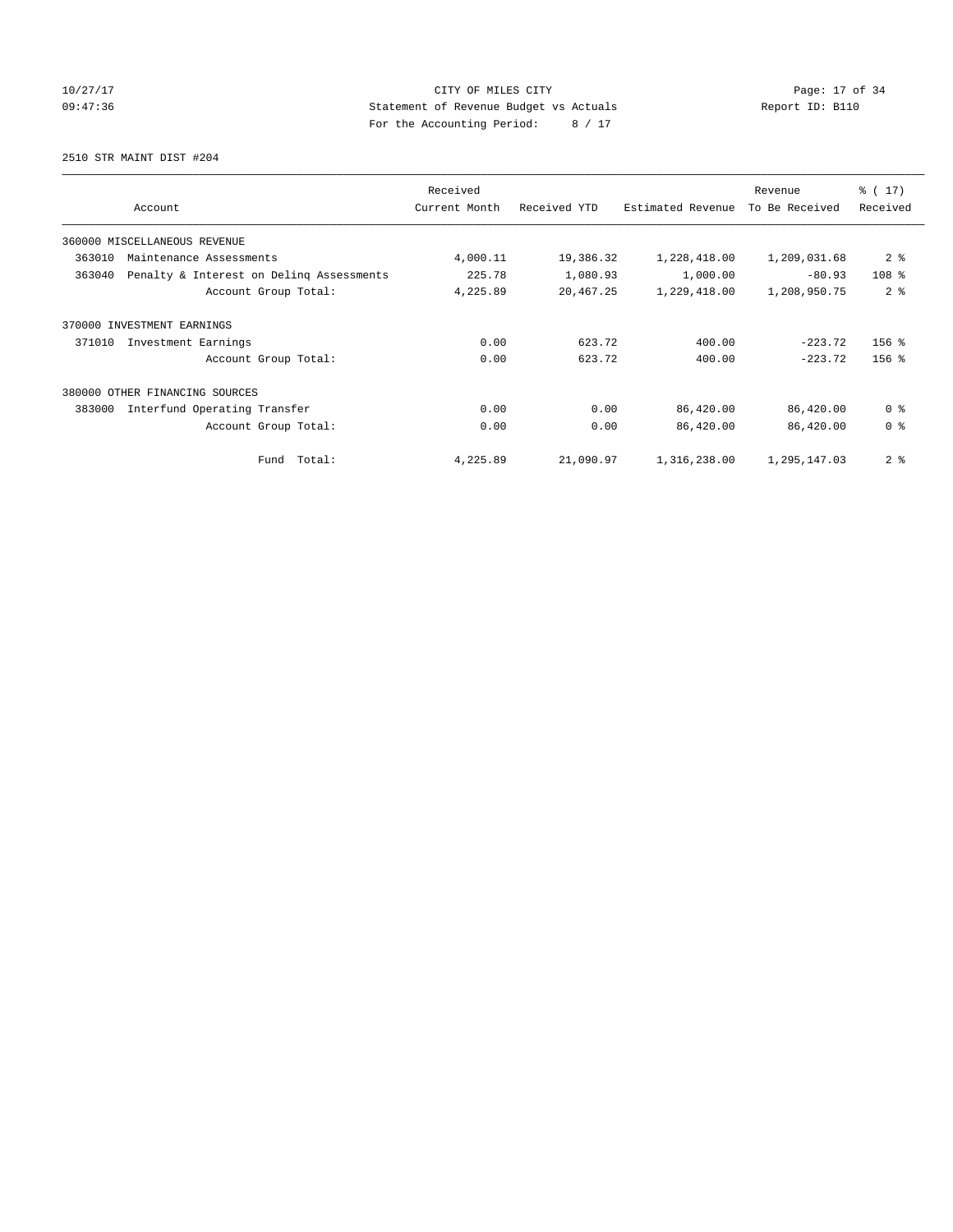CITY OF MILES CITY
Statement of Revenue Budget vs Actuals
For the Accounting Period: 8 / 17

10/27/17
09:47:36

Report ID: B110

2510 STR MAINT DIST #204

| Account | Received Current Month | Received YTD | Estimated Revenue | Revenue To Be Received | % ( 17) Received |
|---|---|---|---|---|---|
| 360000 MISCELLANEOUS REVENUE | | | | | |
| 363010 Maintenance Assessments | 4,000.11 | 19,386.32 | 1,228,418.00 | 1,209,031.68 | 2 % |
| 363040 Penalty & Interest on Delinq Assessments | 225.78 | 1,080.93 | 1,000.00 | -80.93 | 108 % |
| Account Group Total: | 4,225.89 | 20,467.25 | 1,229,418.00 | 1,208,950.75 | 2 % |
| 370000 INVESTMENT EARNINGS | | | | | |
| 371010 Investment Earnings | 0.00 | 623.72 | 400.00 | -223.72 | 156 % |
| Account Group Total: | 0.00 | 623.72 | 400.00 | -223.72 | 156 % |
| 380000 OTHER FINANCING SOURCES | | | | | |
| 383000 Interfund Operating Transfer | 0.00 | 0.00 | 86,420.00 | 86,420.00 | 0 % |
| Account Group Total: | 0.00 | 0.00 | 86,420.00 | 86,420.00 | 0 % |
| Fund Total: | 4,225.89 | 21,090.97 | 1,316,238.00 | 1,295,147.03 | 2 % |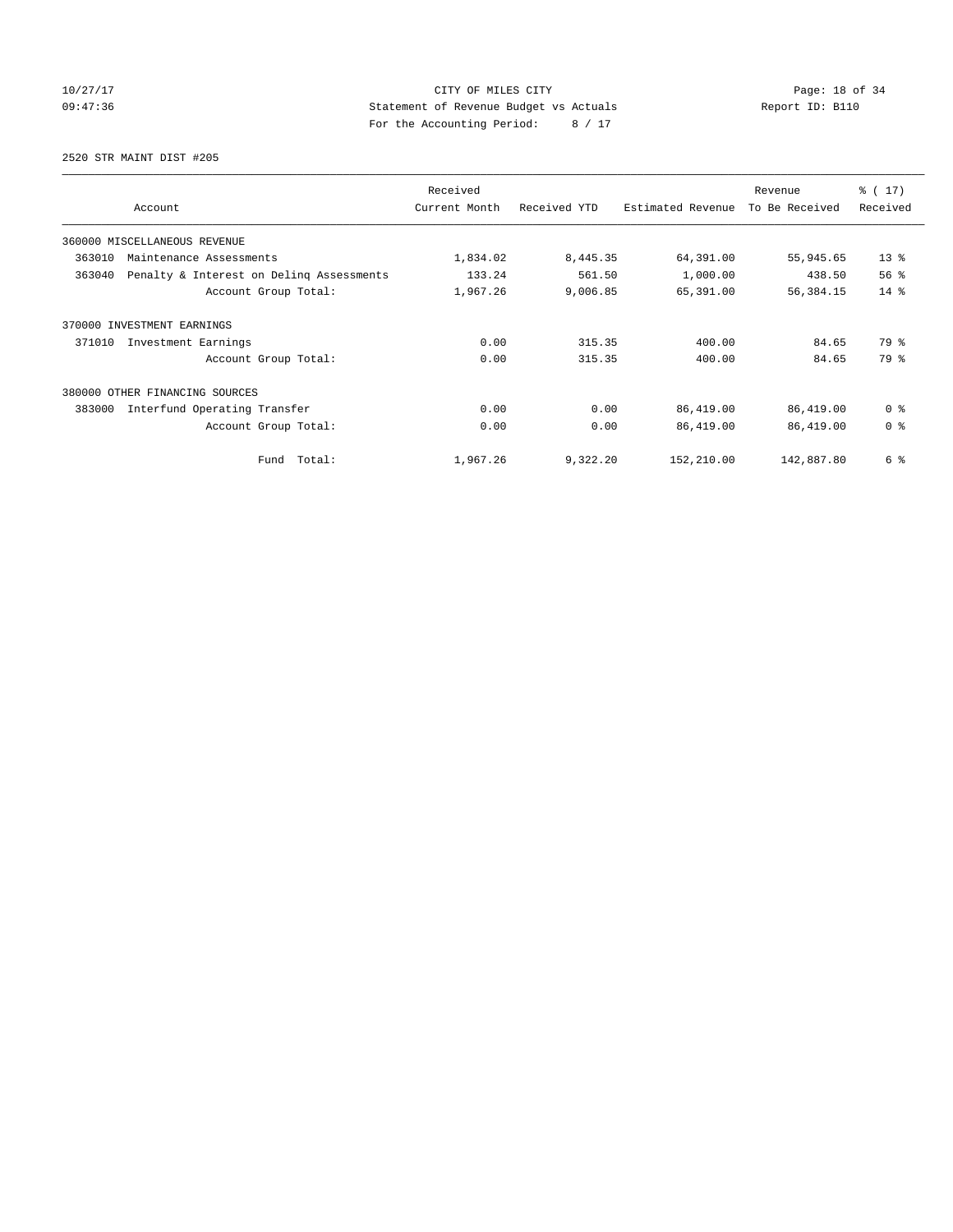CITY OF MILES CITY
Statement of Revenue Budget vs Actuals
For the Accounting Period: 8 / 17

10/27/17
09:47:36

Report ID: B110

2520 STR MAINT DIST #205

| Account | Received Current Month | Received YTD | Estimated Revenue | Revenue To Be Received | % ( 17) Received |
|---|---|---|---|---|---|
| 360000 MISCELLANEOUS REVENUE | | | | | |
| 363010 Maintenance Assessments | 1,834.02 | 8,445.35 | 64,391.00 | 55,945.65 | 13 % |
| 363040 Penalty & Interest on Delinq Assessments | 133.24 | 561.50 | 1,000.00 | 438.50 | 56 % |
| Account Group Total: | 1,967.26 | 9,006.85 | 65,391.00 | 56,384.15 | 14 % |
| 370000 INVESTMENT EARNINGS | | | | | |
| 371010 Investment Earnings | 0.00 | 315.35 | 400.00 | 84.65 | 79 % |
| Account Group Total: | 0.00 | 315.35 | 400.00 | 84.65 | 79 % |
| 380000 OTHER FINANCING SOURCES | | | | | |
| 383000 Interfund Operating Transfer | 0.00 | 0.00 | 86,419.00 | 86,419.00 | 0 % |
| Account Group Total: | 0.00 | 0.00 | 86,419.00 | 86,419.00 | 0 % |
| Fund Total: | 1,967.26 | 9,322.20 | 152,210.00 | 142,887.80 | 6 % |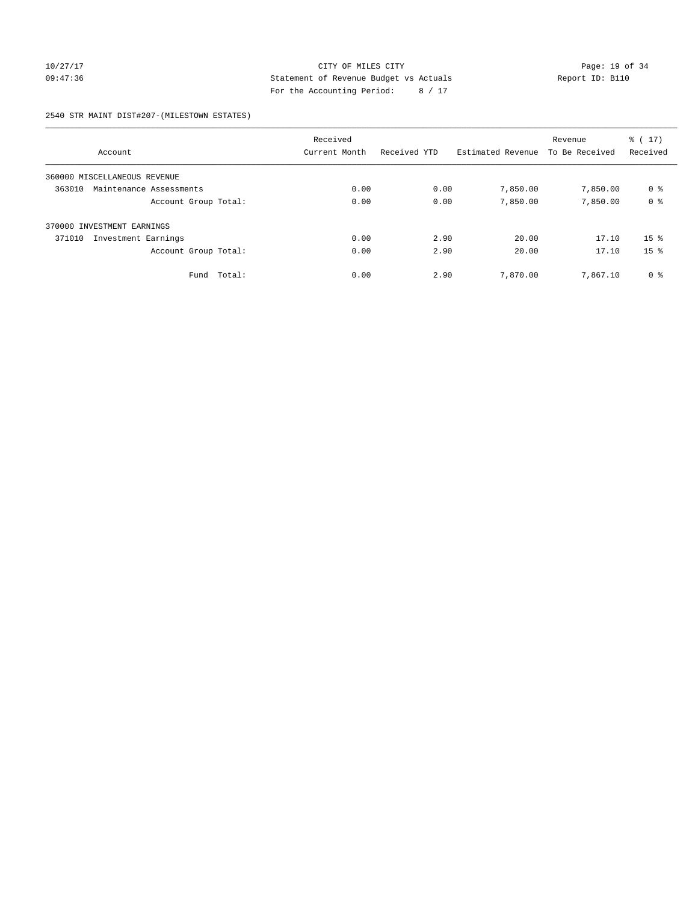CITY OF MILES CITY
Statement of Revenue Budget vs Actuals
For the Accounting Period: 8 / 17

10/27/17
09:47:36

Report ID: B110

2540 STR MAINT DIST#207-(MILESTOWN ESTATES)

| Account | Received Current Month | Received YTD | Estimated Revenue | Revenue To Be Received | % ( 17) Received |
|---|---|---|---|---|---|
| 360000 MISCELLANEOUS REVENUE | | | | | |
| 363010 Maintenance Assessments | 0.00 | 0.00 | 7,850.00 | 7,850.00 | 0 % |
| Account Group Total: | 0.00 | 0.00 | 7,850.00 | 7,850.00 | 0 % |
| 370000 INVESTMENT EARNINGS | | | | | |
| 371010 Investment Earnings | 0.00 | 2.90 | 20.00 | 17.10 | 15 % |
| Account Group Total: | 0.00 | 2.90 | 20.00 | 17.10 | 15 % |
| Fund Total: | 0.00 | 2.90 | 7,870.00 | 7,867.10 | 0 % |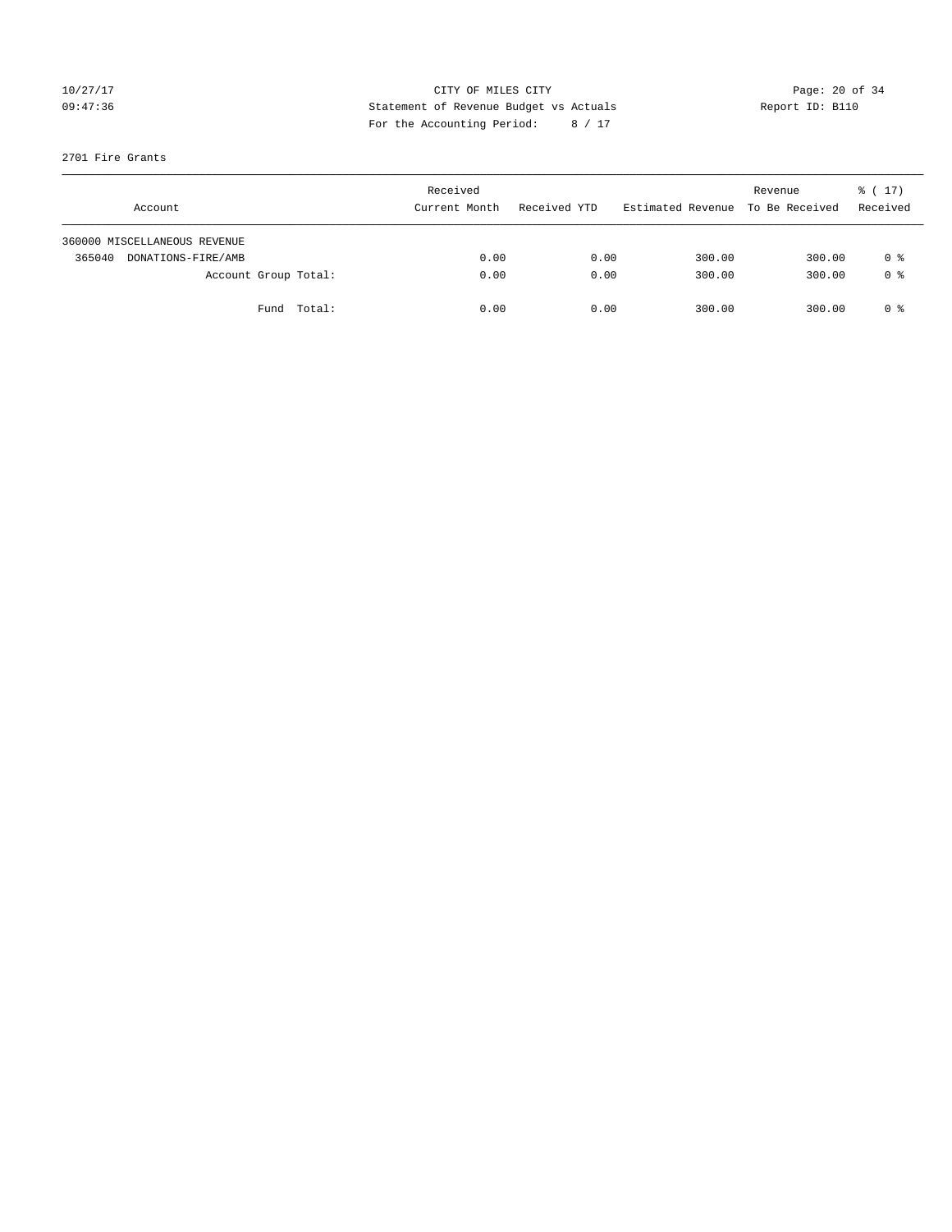CITY OF MILES CITY
Statement of Revenue Budget vs Actuals
For the Accounting Period: 8 / 17

10/27/17
09:47:36

Report ID: B110

2701 Fire Grants

| Account | Received Current Month | Received YTD | Estimated Revenue | Revenue To Be Received | % ( 17) Received |
|---|---|---|---|---|---|
| 360000 MISCELLANEOUS REVENUE | | | | | |
| 365040 DONATIONS-FIRE/AMB | 0.00 | 0.00 | 300.00 | 300.00 | 0 % |
| Account Group Total: | 0.00 | 0.00 | 300.00 | 300.00 | 0 % |
| Fund Total: | 0.00 | 0.00 | 300.00 | 300.00 | 0 % |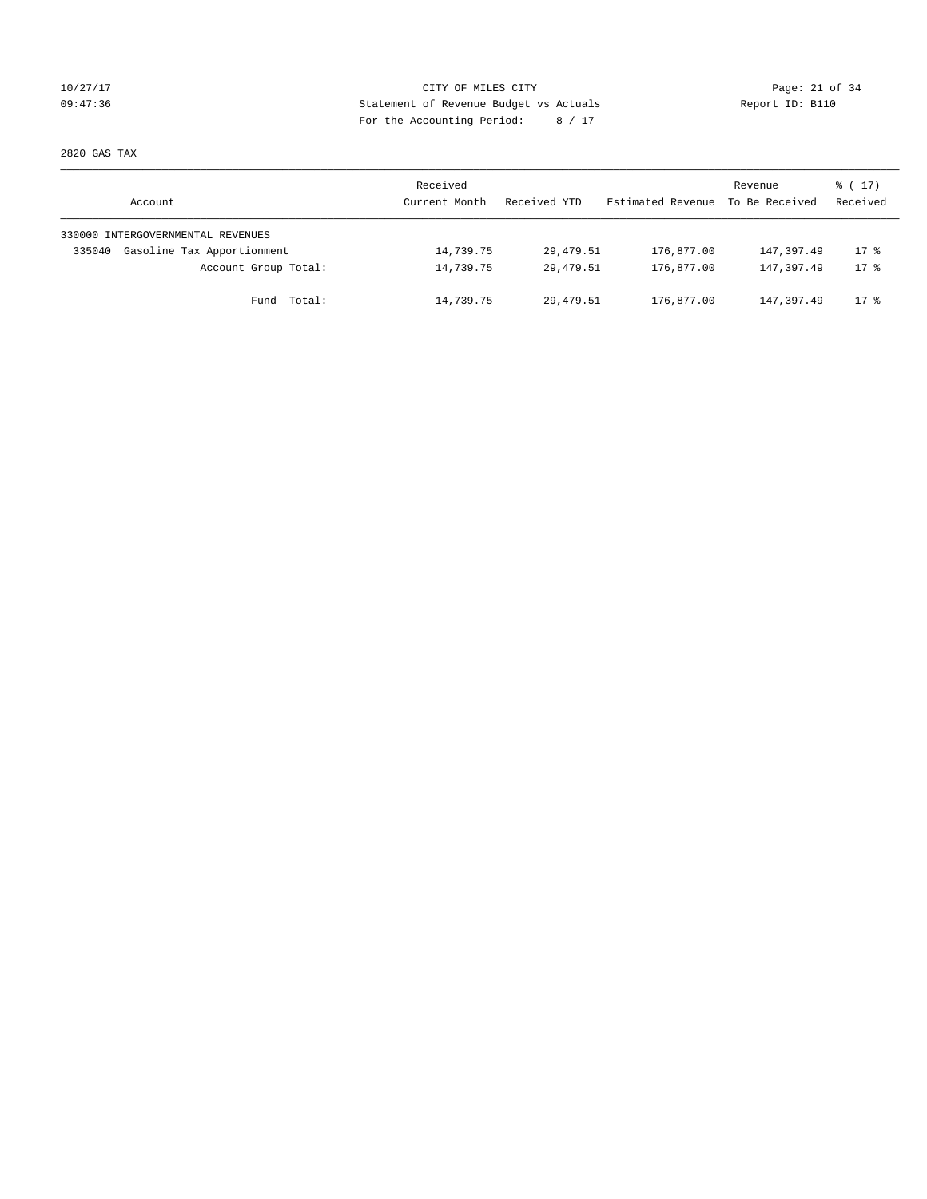CITY OF MILES CITY
Statement of Revenue Budget vs Actuals
For the Accounting Period: 8 / 17

10/27/17
09:47:36

Report ID: B110

2820 GAS TAX

| Account | Received Current Month | Received YTD | Estimated Revenue | Revenue To Be Received | % ( 17) Received |
|---|---|---|---|---|---|
| 330000 INTERGOVERNMENTAL REVENUES | | | | | |
| 335040 Gasoline Tax Apportionment | 14,739.75 | 29,479.51 | 176,877.00 | 147,397.49 | 17 % |
| Account Group Total: | 14,739.75 | 29,479.51 | 176,877.00 | 147,397.49 | 17 % |
| Fund Total: | 14,739.75 | 29,479.51 | 176,877.00 | 147,397.49 | 17 % |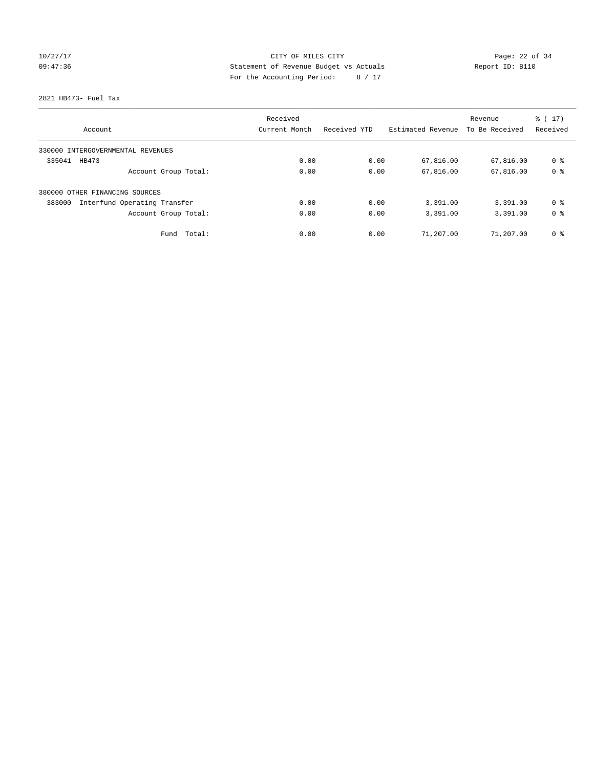CITY OF MILES CITY
Statement of Revenue Budget vs Actuals
For the Accounting Period: 8 / 17

10/27/17
09:47:36

Report ID: B110

2821 HB473- Fuel Tax

| Account | Received Current Month | Received YTD | Estimated Revenue | Revenue To Be Received | % ( 17) Received |
|---|---|---|---|---|---|
| 330000 INTERGOVERNMENTAL REVENUES | | | | | |
| 335041 HB473 | 0.00 | 0.00 | 67,816.00 | 67,816.00 | 0 % |
| Account Group Total: | 0.00 | 0.00 | 67,816.00 | 67,816.00 | 0 % |
| 380000 OTHER FINANCING SOURCES | | | | | |
| 383000 Interfund Operating Transfer | 0.00 | 0.00 | 3,391.00 | 3,391.00 | 0 % |
| Account Group Total: | 0.00 | 0.00 | 3,391.00 | 3,391.00 | 0 % |
| Fund Total: | 0.00 | 0.00 | 71,207.00 | 71,207.00 | 0 % |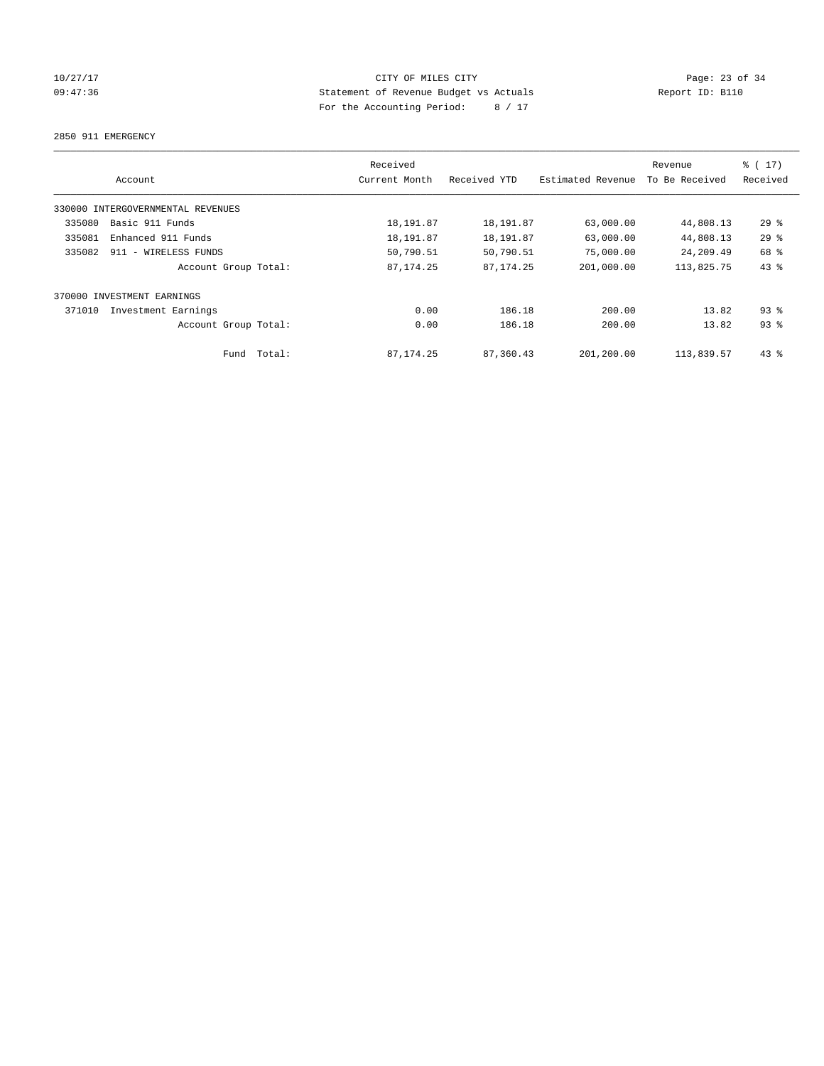CITY OF MILES CITY
Statement of Revenue Budget vs Actuals
For the Accounting Period: 8 / 17

10/27/17
09:47:36

Report ID: B110

2850 911 EMERGENCY

| Account | Received Current Month | Received YTD | Estimated Revenue | Revenue To Be Received | % ( 17) Received |
|---|---|---|---|---|---|
| 330000 INTERGOVERNMENTAL REVENUES | | | | | |
| 335080 Basic 911 Funds | 18,191.87 | 18,191.87 | 63,000.00 | 44,808.13 | 29 % |
| 335081 Enhanced 911 Funds | 18,191.87 | 18,191.87 | 63,000.00 | 44,808.13 | 29 % |
| 335082 911 - WIRELESS FUNDS | 50,790.51 | 50,790.51 | 75,000.00 | 24,209.49 | 68 % |
| Account Group Total: | 87,174.25 | 87,174.25 | 201,000.00 | 113,825.75 | 43 % |
| 370000 INVESTMENT EARNINGS | | | | | |
| 371010 Investment Earnings | 0.00 | 186.18 | 200.00 | 13.82 | 93 % |
| Account Group Total: | 0.00 | 186.18 | 200.00 | 13.82 | 93 % |
| Fund Total: | 87,174.25 | 87,360.43 | 201,200.00 | 113,839.57 | 43 % |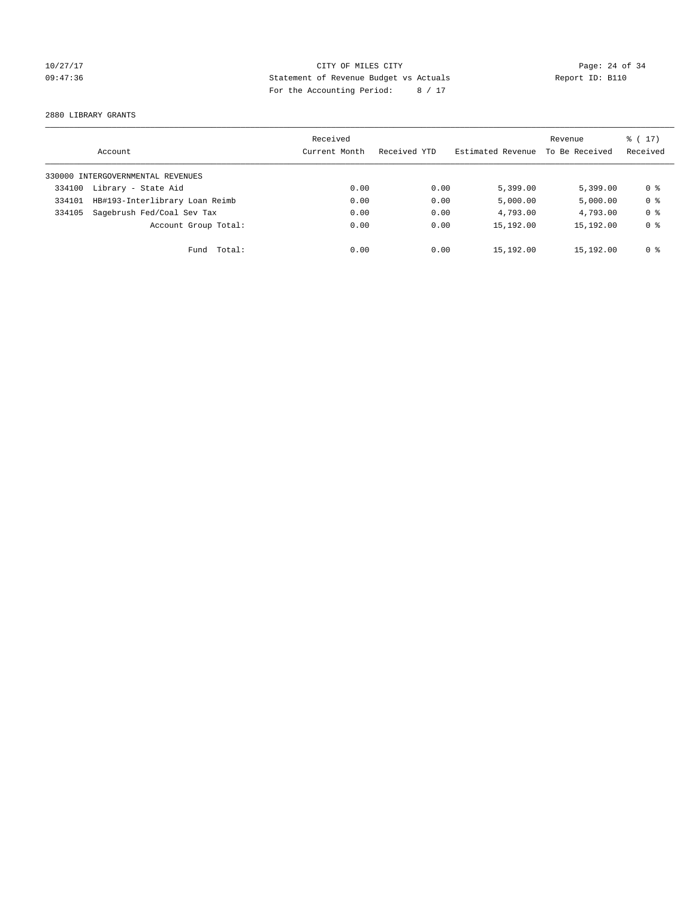10/27/17 CITY OF MILES CITY
09:47:36 Statement of Revenue Budget vs Actuals Report ID: B110
For the Accounting Period: 8 / 17

2880 LIBRARY GRANTS

| Account | | Received Current Month | Received YTD | Estimated Revenue | Revenue To Be Received | % ( 17) Received |
|---|---|---|---|---|---|---|
| 330000 INTERGOVERNMENTAL REVENUES | | | | | | |
| 334100 | Library - State Aid | 0.00 | 0.00 | 5,399.00 | 5,399.00 | 0 % |
| 334101 | HB#193-Interlibrary Loan Reimb | 0.00 | 0.00 | 5,000.00 | 5,000.00 | 0 % |
| 334105 | Sagebrush Fed/Coal Sev Tax | 0.00 | 0.00 | 4,793.00 | 4,793.00 | 0 % |
| | Account Group Total: | 0.00 | 0.00 | 15,192.00 | 15,192.00 | 0 % |
| | Fund Total: | 0.00 | 0.00 | 15,192.00 | 15,192.00 | 0 % |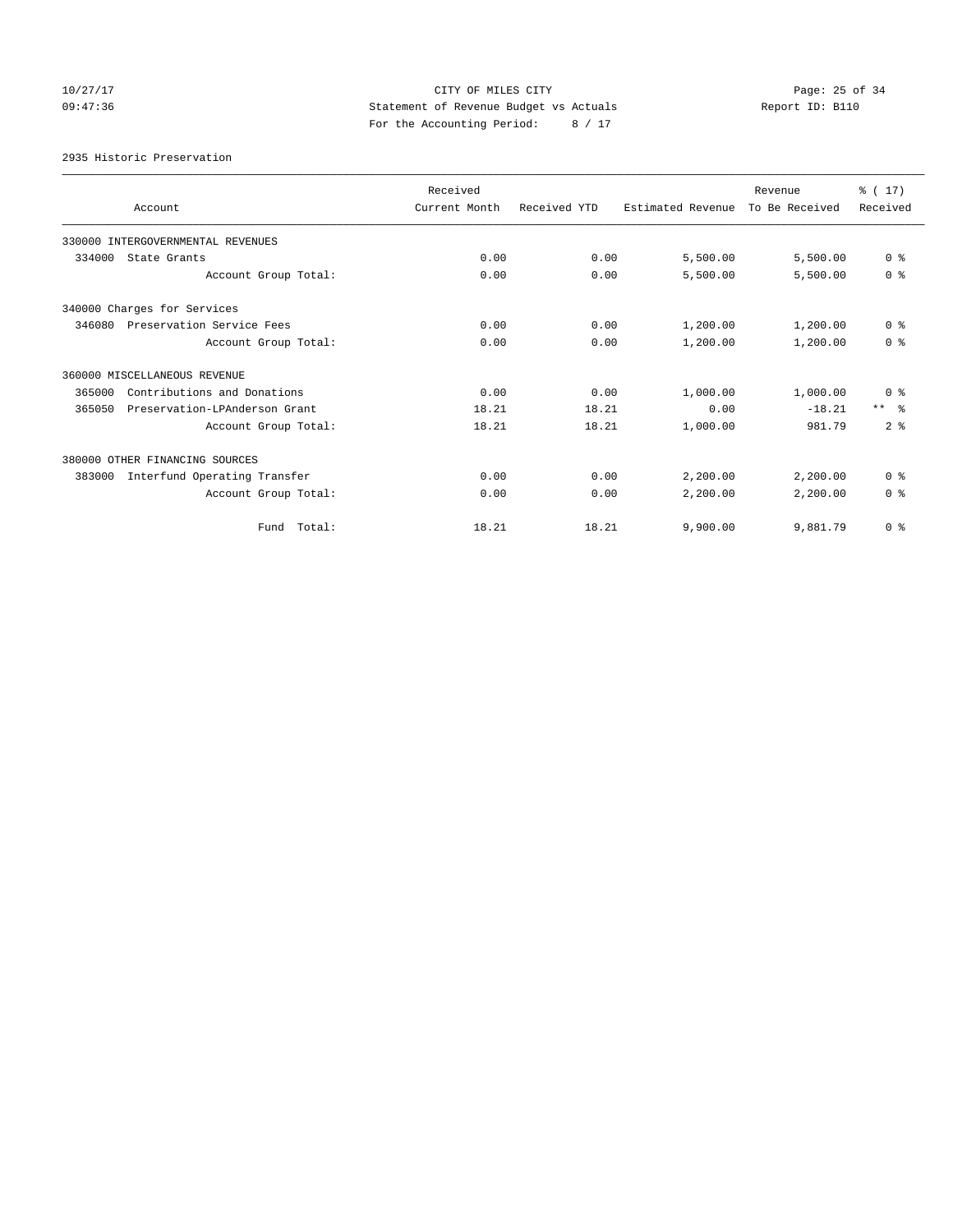CITY OF MILES CITY
Statement of Revenue Budget vs Actuals
For the Accounting Period: 8 / 17

10/27/17
09:47:36

Report ID: B110

2935 Historic Preservation

| Account | Received Current Month | Received YTD | Estimated Revenue | Revenue To Be Received | % ( 17) Received |
|---|---|---|---|---|---|
| 330000 INTERGOVERNMENTAL REVENUES | | | | | |
| 334000 State Grants | 0.00 | 0.00 | 5,500.00 | 5,500.00 | 0 % |
| Account Group Total: | 0.00 | 0.00 | 5,500.00 | 5,500.00 | 0 % |
| 340000 Charges for Services | | | | | |
| 346080 Preservation Service Fees | 0.00 | 0.00 | 1,200.00 | 1,200.00 | 0 % |
| Account Group Total: | 0.00 | 0.00 | 1,200.00 | 1,200.00 | 0 % |
| 360000 MISCELLANEOUS REVENUE | | | | | |
| 365000 Contributions and Donations | 0.00 | 0.00 | 1,000.00 | 1,000.00 | 0 % |
| 365050 Preservation-LPAnderson Grant | 18.21 | 18.21 | 0.00 | -18.21 | ** % |
| Account Group Total: | 18.21 | 18.21 | 1,000.00 | 981.79 | 2 % |
| 380000 OTHER FINANCING SOURCES | | | | | |
| 383000 Interfund Operating Transfer | 0.00 | 0.00 | 2,200.00 | 2,200.00 | 0 % |
| Account Group Total: | 0.00 | 0.00 | 2,200.00 | 2,200.00 | 0 % |
| Fund Total: | 18.21 | 18.21 | 9,900.00 | 9,881.79 | 0 % |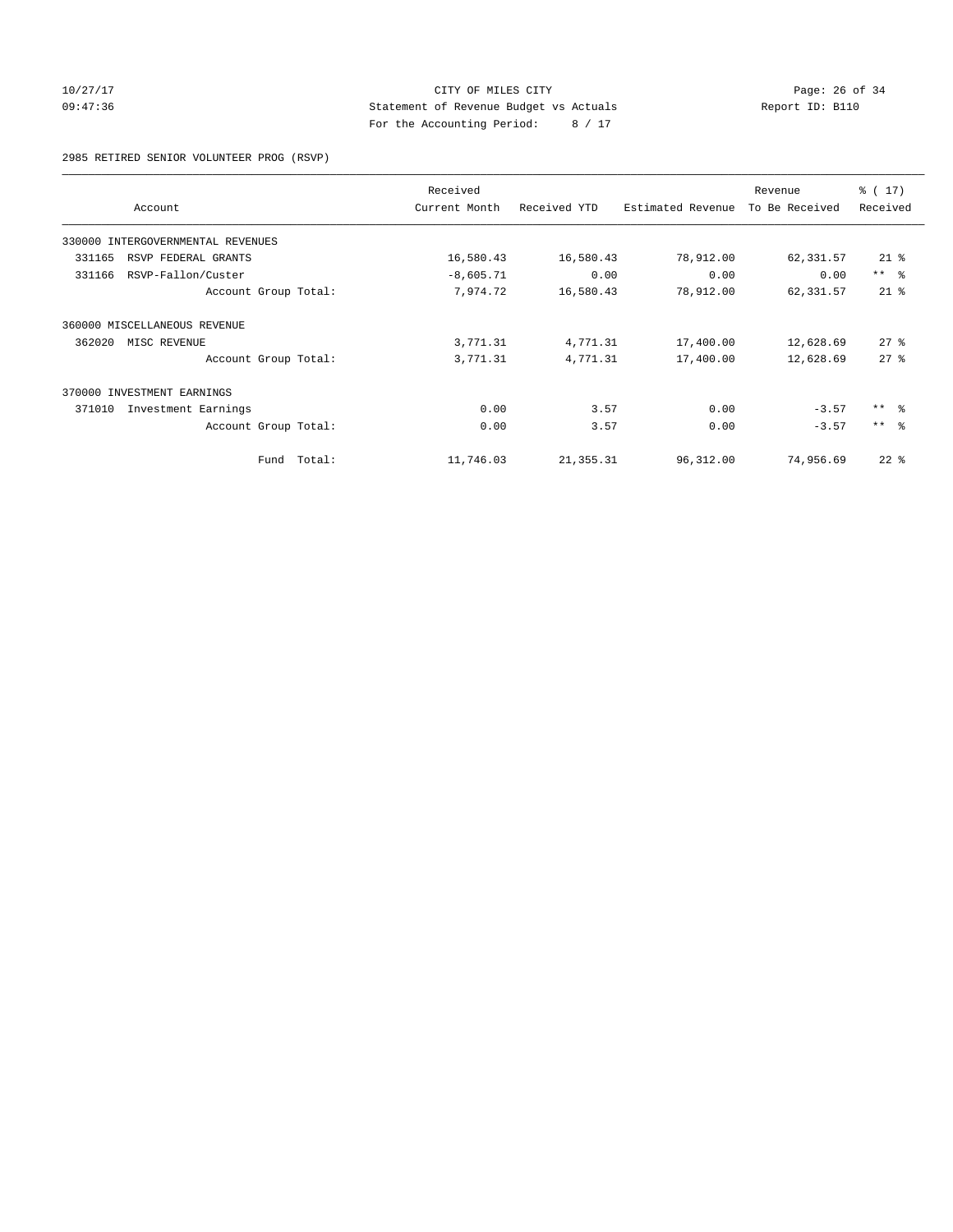CITY OF MILES CITY
Statement of Revenue Budget vs Actuals
For the Accounting Period: 8 / 17

10/27/17 09:47:36 — Report ID: B110

2985 RETIRED SENIOR VOLUNTEER PROG (RSVP)

| Account | Received Current Month | Received YTD | Estimated Revenue | Revenue To Be Received | % ( 17) Received |
|---|---|---|---|---|---|
| 330000 INTERGOVERNMENTAL REVENUES | | | | | |
| 331165 RSVP FEDERAL GRANTS | 16,580.43 | 16,580.43 | 78,912.00 | 62,331.57 | 21 % |
| 331166 RSVP-Fallon/Custer | -8,605.71 | 0.00 | 0.00 | 0.00 | ** % |
| Account Group Total: | 7,974.72 | 16,580.43 | 78,912.00 | 62,331.57 | 21 % |
| 360000 MISCELLANEOUS REVENUE | | | | | |
| 362020 MISC REVENUE | 3,771.31 | 4,771.31 | 17,400.00 | 12,628.69 | 27 % |
| Account Group Total: | 3,771.31 | 4,771.31 | 17,400.00 | 12,628.69 | 27 % |
| 370000 INVESTMENT EARNINGS | | | | | |
| 371010 Investment Earnings | 0.00 | 3.57 | 0.00 | -3.57 | ** % |
| Account Group Total: | 0.00 | 3.57 | 0.00 | -3.57 | ** % |
| Fund Total: | 11,746.03 | 21,355.31 | 96,312.00 | 74,956.69 | 22 % |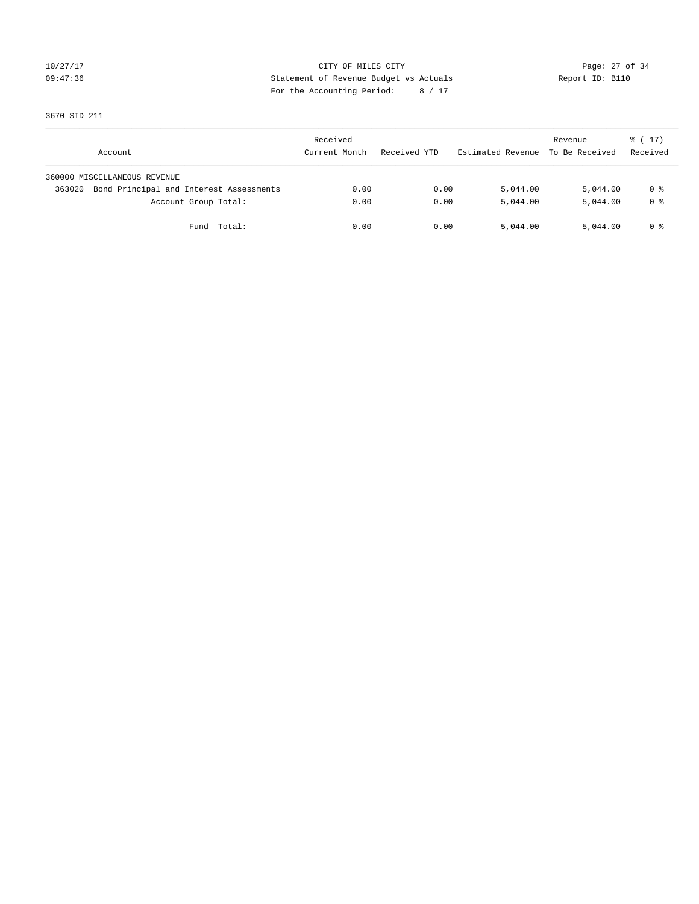CITY OF MILES CITY
Statement of Revenue Budget vs Actuals
For the Accounting Period: 8 / 17

10/27/17
09:47:36

Report ID: B110

3670 SID 211

| Account | Received Current Month | Received YTD | Estimated Revenue | Revenue To Be Received | % ( 17) Received |
|---|---|---|---|---|---|
| 360000 MISCELLANEOUS REVENUE | | | | | |
| 363020 Bond Principal and Interest Assessments | 0.00 | 0.00 | 5,044.00 | 5,044.00 | 0 % |
| Account Group Total: | 0.00 | 0.00 | 5,044.00 | 5,044.00 | 0 % |
| Fund Total: | 0.00 | 0.00 | 5,044.00 | 5,044.00 | 0 % |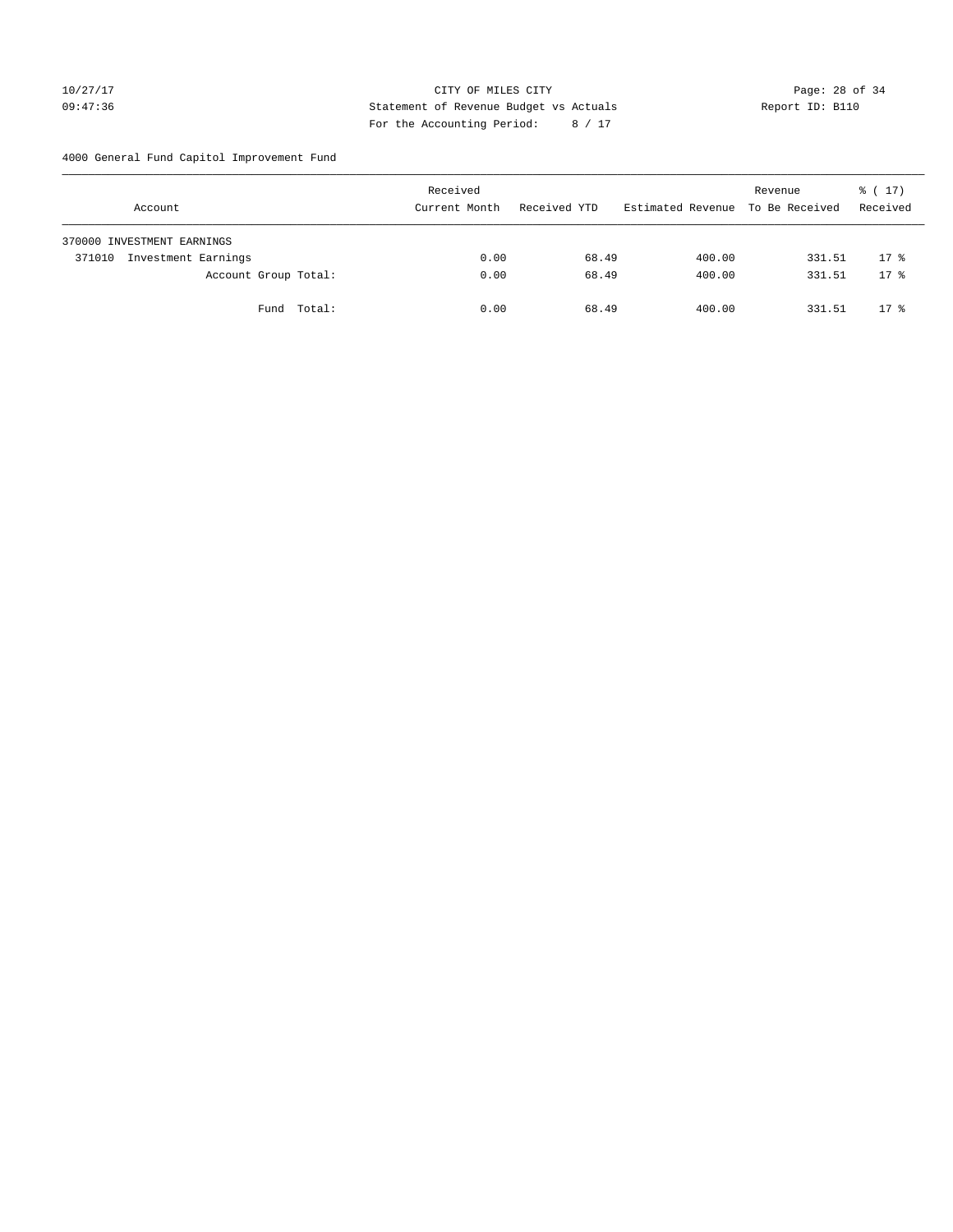CITY OF MILES CITY
Statement of Revenue Budget vs Actuals
For the Accounting Period: 8 / 17

10/27/17
09:47:36

Report ID: B110

4000 General Fund Capitol Improvement Fund

| Account | Received Current Month | Received YTD | Estimated Revenue | Revenue To Be Received | % ( 17) Received |
|---|---|---|---|---|---|
| 370000 INVESTMENT EARNINGS | | | | | |
| 371010 Investment Earnings | 0.00 | 68.49 | 400.00 | 331.51 | 17 % |
| Account Group Total: | 0.00 | 68.49 | 400.00 | 331.51 | 17 % |
| Fund Total: | 0.00 | 68.49 | 400.00 | 331.51 | 17 % |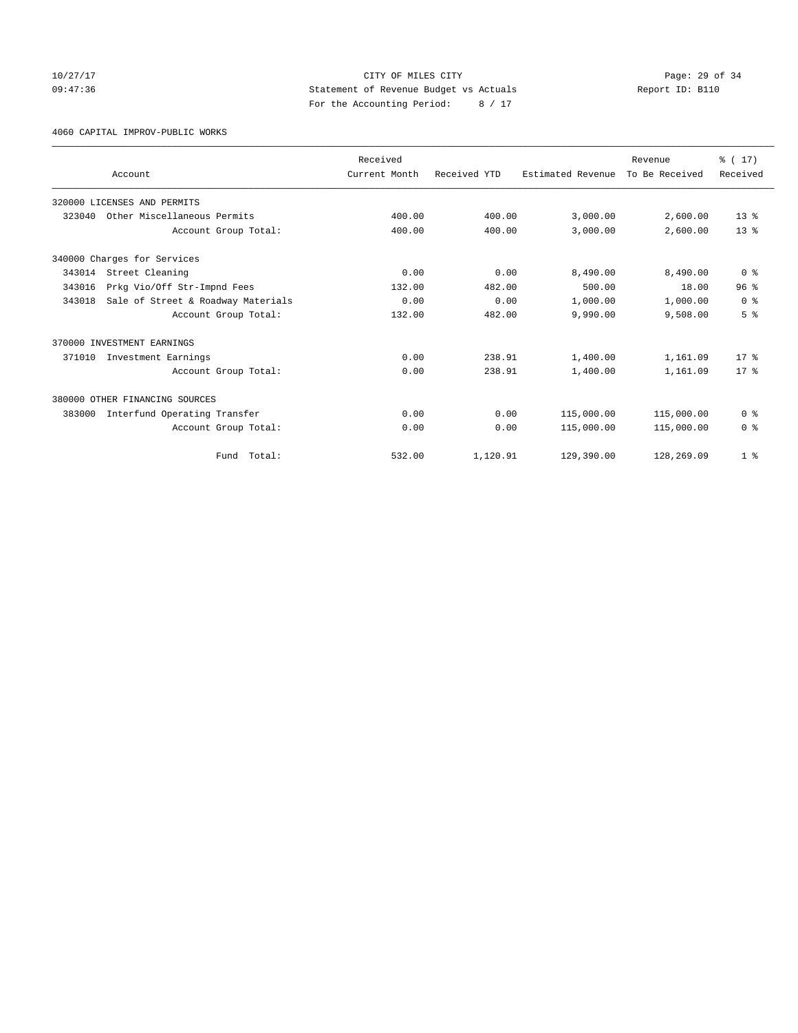CITY OF MILES CITY
Statement of Revenue Budget vs Actuals
For the Accounting Period: 8 / 17

10/27/17
09:47:36

Report ID: B110

4060 CAPITAL IMPROV-PUBLIC WORKS

| Account | Received Current Month | Received YTD | Estimated Revenue | Revenue To Be Received | % ( 17) Received |
|---|---|---|---|---|---|
| 320000 LICENSES AND PERMITS | | | | | |
| 323040 Other Miscellaneous Permits | 400.00 | 400.00 | 3,000.00 | 2,600.00 | 13 % |
| Account Group Total: | 400.00 | 400.00 | 3,000.00 | 2,600.00 | 13 % |
| 340000 Charges for Services | | | | | |
| 343014 Street Cleaning | 0.00 | 0.00 | 8,490.00 | 8,490.00 | 0 % |
| 343016 Prkg Vio/Off Str-Impnd Fees | 132.00 | 482.00 | 500.00 | 18.00 | 96 % |
| 343018 Sale of Street & Roadway Materials | 0.00 | 0.00 | 1,000.00 | 1,000.00 | 0 % |
| Account Group Total: | 132.00 | 482.00 | 9,990.00 | 9,508.00 | 5 % |
| 370000 INVESTMENT EARNINGS | | | | | |
| 371010 Investment Earnings | 0.00 | 238.91 | 1,400.00 | 1,161.09 | 17 % |
| Account Group Total: | 0.00 | 238.91 | 1,400.00 | 1,161.09 | 17 % |
| 380000 OTHER FINANCING SOURCES | | | | | |
| 383000 Interfund Operating Transfer | 0.00 | 0.00 | 115,000.00 | 115,000.00 | 0 % |
| Account Group Total: | 0.00 | 0.00 | 115,000.00 | 115,000.00 | 0 % |
| Fund Total: | 532.00 | 1,120.91 | 129,390.00 | 128,269.09 | 1 % |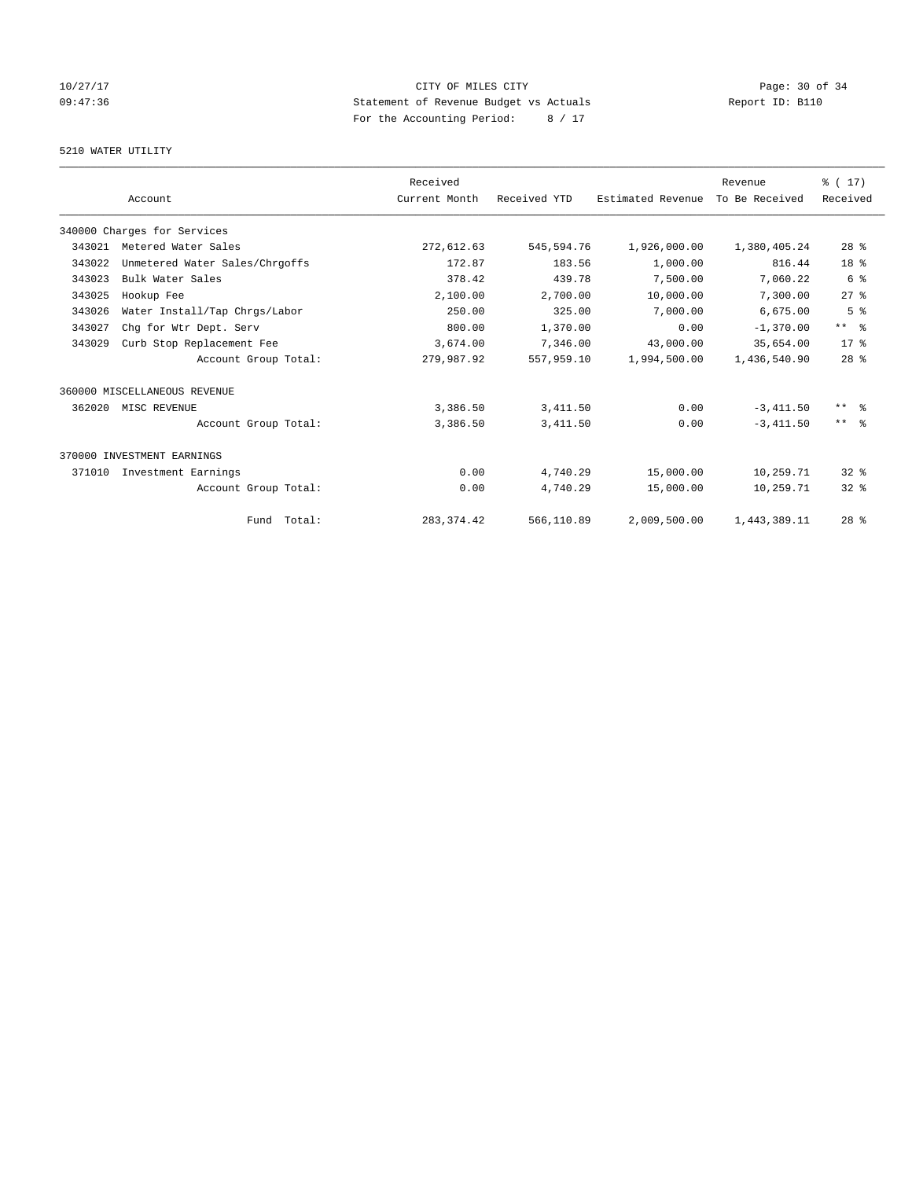CITY OF MILES CITY
Statement of Revenue Budget vs Actuals
For the Accounting Period: 8 / 17

10/27/17
09:47:36

Report ID: B110

5210 WATER UTILITY

| Account | | Received Current Month | Received YTD | Estimated Revenue | Revenue To Be Received | % ( 17) Received |
|---|---|---|---|---|---|---|
| 340000 Charges for Services | | | | | | |
| 343021 | Metered Water Sales | 272,612.63 | 545,594.76 | 1,926,000.00 | 1,380,405.24 | 28 % |
| 343022 | Unmetered Water Sales/Chrgoffs | 172.87 | 183.56 | 1,000.00 | 816.44 | 18 % |
| 343023 | Bulk Water Sales | 378.42 | 439.78 | 7,500.00 | 7,060.22 | 6 % |
| 343025 | Hookup Fee | 2,100.00 | 2,700.00 | 10,000.00 | 7,300.00 | 27 % |
| 343026 | Water Install/Tap Chrgs/Labor | 250.00 | 325.00 | 7,000.00 | 6,675.00 | 5 % |
| 343027 | Chg for Wtr Dept. Serv | 800.00 | 1,370.00 | 0.00 | -1,370.00 | ** % |
| 343029 | Curb Stop Replacement Fee | 3,674.00 | 7,346.00 | 43,000.00 | 35,654.00 | 17 % |
| | Account Group Total: | 279,987.92 | 557,959.10 | 1,994,500.00 | 1,436,540.90 | 28 % |
| 360000 MISCELLANEOUS REVENUE | | | | | | |
| 362020 | MISC REVENUE | 3,386.50 | 3,411.50 | 0.00 | -3,411.50 | ** % |
| | Account Group Total: | 3,386.50 | 3,411.50 | 0.00 | -3,411.50 | ** % |
| 370000 INVESTMENT EARNINGS | | | | | | |
| 371010 | Investment Earnings | 0.00 | 4,740.29 | 15,000.00 | 10,259.71 | 32 % |
| | Account Group Total: | 0.00 | 4,740.29 | 15,000.00 | 10,259.71 | 32 % |
| | Fund Total: | 283,374.42 | 566,110.89 | 2,009,500.00 | 1,443,389.11 | 28 % |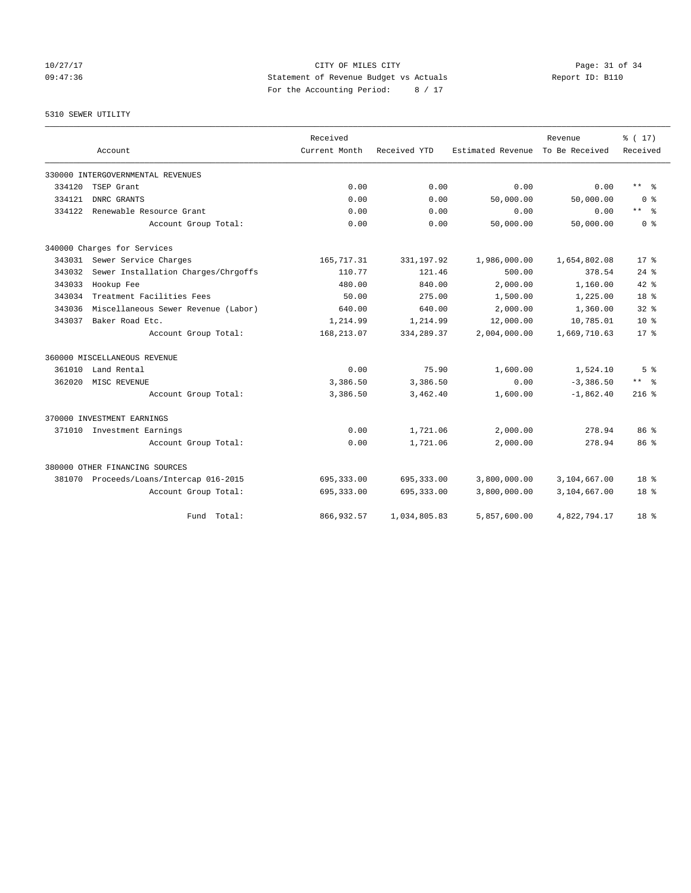CITY OF MILES CITY
Statement of Revenue Budget vs Actuals
For the Accounting Period: 8 / 17

10/27/17
09:47:36

Report ID: B110

5310 SEWER UTILITY

| Account | Received Current Month | Received YTD | Estimated Revenue | Revenue To Be Received | % ( 17) Received |
|---|---|---|---|---|---|
| 330000 INTERGOVERNMENTAL REVENUES | | | | | |
| 334120 TSEP Grant | 0.00 | 0.00 | 0.00 | 0.00 | ** % |
| 334121 DNRC GRANTS | 0.00 | 0.00 | 50,000.00 | 50,000.00 | 0 % |
| 334122 Renewable Resource Grant | 0.00 | 0.00 | 0.00 | 0.00 | ** % |
| Account Group Total: | 0.00 | 0.00 | 50,000.00 | 50,000.00 | 0 % |
| 340000 Charges for Services | | | | | |
| 343031 Sewer Service Charges | 165,717.31 | 331,197.92 | 1,986,000.00 | 1,654,802.08 | 17 % |
| 343032 Sewer Installation Charges/Chrgoffs | 110.77 | 121.46 | 500.00 | 378.54 | 24 % |
| 343033 Hookup Fee | 480.00 | 840.00 | 2,000.00 | 1,160.00 | 42 % |
| 343034 Treatment Facilities Fees | 50.00 | 275.00 | 1,500.00 | 1,225.00 | 18 % |
| 343036 Miscellaneous Sewer Revenue (Labor) | 640.00 | 640.00 | 2,000.00 | 1,360.00 | 32 % |
| 343037 Baker Road Etc. | 1,214.99 | 1,214.99 | 12,000.00 | 10,785.01 | 10 % |
| Account Group Total: | 168,213.07 | 334,289.37 | 2,004,000.00 | 1,669,710.63 | 17 % |
| 360000 MISCELLANEOUS REVENUE | | | | | |
| 361010 Land Rental | 0.00 | 75.90 | 1,600.00 | 1,524.10 | 5 % |
| 362020 MISC REVENUE | 3,386.50 | 3,386.50 | 0.00 | -3,386.50 | ** % |
| Account Group Total: | 3,386.50 | 3,462.40 | 1,600.00 | -1,862.40 | 216 % |
| 370000 INVESTMENT EARNINGS | | | | | |
| 371010 Investment Earnings | 0.00 | 1,721.06 | 2,000.00 | 278.94 | 86 % |
| Account Group Total: | 0.00 | 1,721.06 | 2,000.00 | 278.94 | 86 % |
| 380000 OTHER FINANCING SOURCES | | | | | |
| 381070 Proceeds/Loans/Intercap 016-2015 | 695,333.00 | 695,333.00 | 3,800,000.00 | 3,104,667.00 | 18 % |
| Account Group Total: | 695,333.00 | 695,333.00 | 3,800,000.00 | 3,104,667.00 | 18 % |
| Fund Total: | 866,932.57 | 1,034,805.83 | 5,857,600.00 | 4,822,794.17 | 18 % |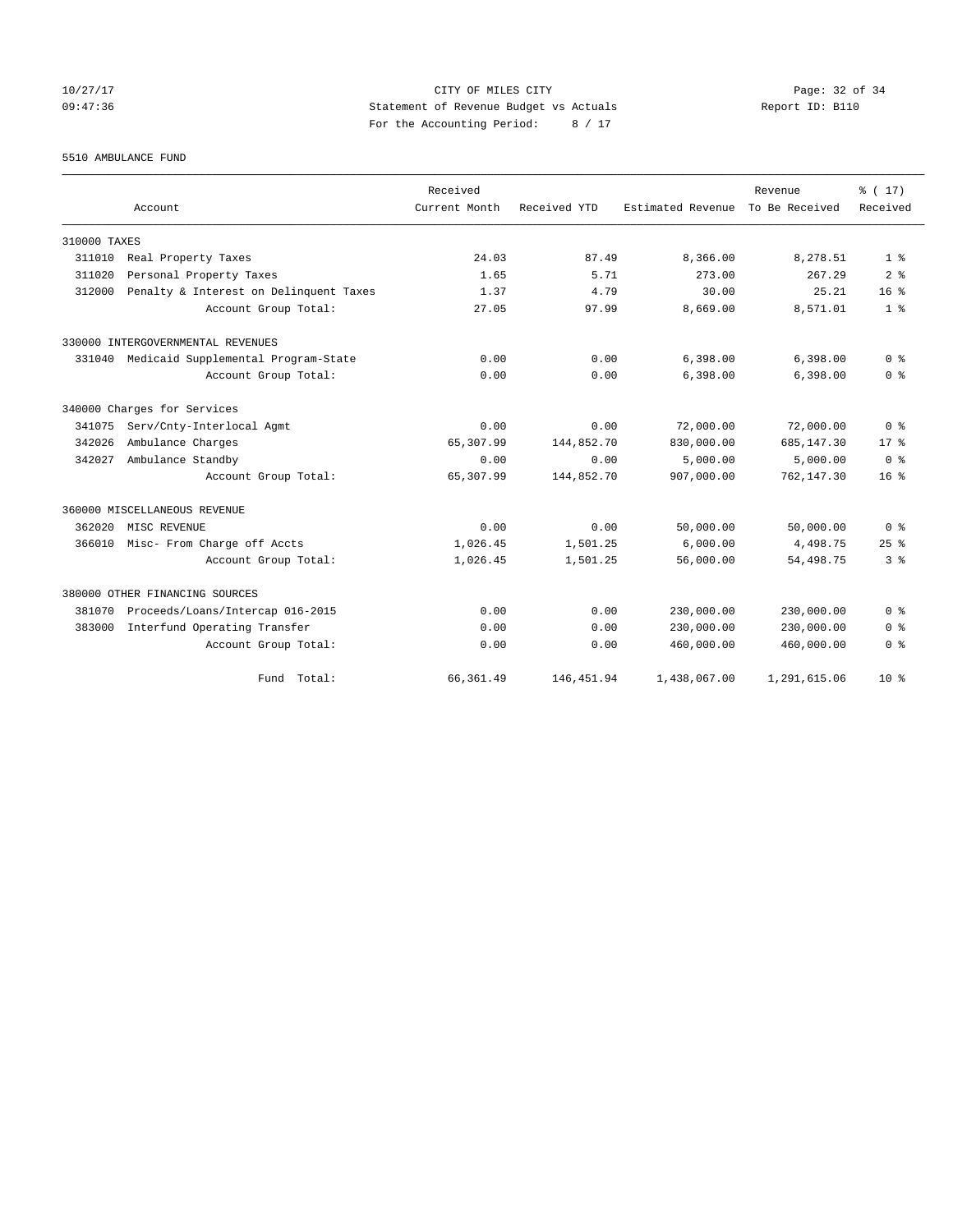CITY OF MILES CITY
Statement of Revenue Budget vs Actuals
For the Accounting Period: 8 / 17

10/27/17
09:47:36

Report ID: B110

5510 AMBULANCE FUND

| Account | Received Current Month | Received YTD | Estimated Revenue | Revenue To Be Received | % ( 17) Received |
|---|---|---|---|---|---|
| 310000 TAXES | | | | | |
| 311010 Real Property Taxes | 24.03 | 87.49 | 8,366.00 | 8,278.51 | 1 % |
| 311020 Personal Property Taxes | 1.65 | 5.71 | 273.00 | 267.29 | 2 % |
| 312000 Penalty & Interest on Delinquent Taxes | 1.37 | 4.79 | 30.00 | 25.21 | 16 % |
| Account Group Total: | 27.05 | 97.99 | 8,669.00 | 8,571.01 | 1 % |
| 330000 INTERGOVERNMENTAL REVENUES | | | | | |
| 331040 Medicaid Supplemental Program-State | 0.00 | 0.00 | 6,398.00 | 6,398.00 | 0 % |
| Account Group Total: | 0.00 | 0.00 | 6,398.00 | 6,398.00 | 0 % |
| 340000 Charges for Services | | | | | |
| 341075 Serv/Cnty-Interlocal Agmt | 0.00 | 0.00 | 72,000.00 | 72,000.00 | 0 % |
| 342026 Ambulance Charges | 65,307.99 | 144,852.70 | 830,000.00 | 685,147.30 | 17 % |
| 342027 Ambulance Standby | 0.00 | 0.00 | 5,000.00 | 5,000.00 | 0 % |
| Account Group Total: | 65,307.99 | 144,852.70 | 907,000.00 | 762,147.30 | 16 % |
| 360000 MISCELLANEOUS REVENUE | | | | | |
| 362020 MISC REVENUE | 0.00 | 0.00 | 50,000.00 | 50,000.00 | 0 % |
| 366010 Misc- From Charge off Accts | 1,026.45 | 1,501.25 | 6,000.00 | 4,498.75 | 25 % |
| Account Group Total: | 1,026.45 | 1,501.25 | 56,000.00 | 54,498.75 | 3 % |
| 380000 OTHER FINANCING SOURCES | | | | | |
| 381070 Proceeds/Loans/Intercap 016-2015 | 0.00 | 0.00 | 230,000.00 | 230,000.00 | 0 % |
| 383000 Interfund Operating Transfer | 0.00 | 0.00 | 230,000.00 | 230,000.00 | 0 % |
| Account Group Total: | 0.00 | 0.00 | 460,000.00 | 460,000.00 | 0 % |
| Fund Total: | 66,361.49 | 146,451.94 | 1,438,067.00 | 1,291,615.06 | 10 % |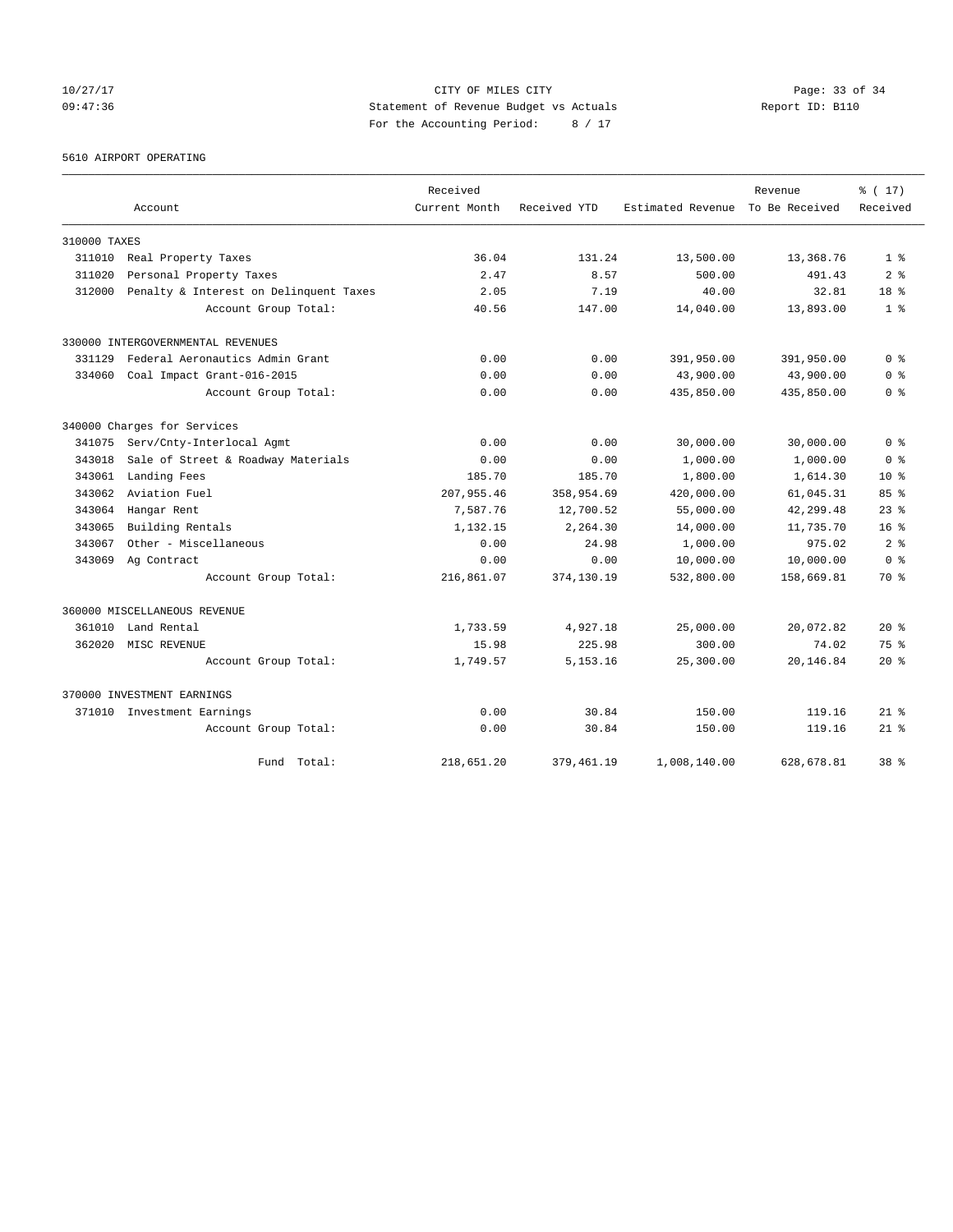CITY OF MILES CITY
Statement of Revenue Budget vs Actuals
For the Accounting Period: 8 / 17

10/27/17
09:47:36

Report ID: B110

5610 AIRPORT OPERATING

| Account | Received Current Month | Received YTD | Estimated Revenue | Revenue To Be Received | % ( 17) Received |
|---|---|---|---|---|---|
| **310000 TAXES** | | | | | |
| 311010 Real Property Taxes | 36.04 | 131.24 | 13,500.00 | 13,368.76 | 1 % |
| 311020 Personal Property Taxes | 2.47 | 8.57 | 500.00 | 491.43 | 2 % |
| 312000 Penalty & Interest on Delinquent Taxes | 2.05 | 7.19 | 40.00 | 32.81 | 18 % |
| Account Group Total: | 40.56 | 147.00 | 14,040.00 | 13,893.00 | 1 % |
| **330000 INTERGOVERNMENTAL REVENUES** | | | | | |
| 331129 Federal Aeronautics Admin Grant | 0.00 | 0.00 | 391,950.00 | 391,950.00 | 0 % |
| 334060 Coal Impact Grant-016-2015 | 0.00 | 0.00 | 43,900.00 | 43,900.00 | 0 % |
| Account Group Total: | 0.00 | 0.00 | 435,850.00 | 435,850.00 | 0 % |
| **340000 Charges for Services** | | | | | |
| 341075 Serv/Cnty-Interlocal Agmt | 0.00 | 0.00 | 30,000.00 | 30,000.00 | 0 % |
| 343018 Sale of Street & Roadway Materials | 0.00 | 0.00 | 1,000.00 | 1,000.00 | 0 % |
| 343061 Landing Fees | 185.70 | 185.70 | 1,800.00 | 1,614.30 | 10 % |
| 343062 Aviation Fuel | 207,955.46 | 358,954.69 | 420,000.00 | 61,045.31 | 85 % |
| 343064 Hangar Rent | 7,587.76 | 12,700.52 | 55,000.00 | 42,299.48 | 23 % |
| 343065 Building Rentals | 1,132.15 | 2,264.30 | 14,000.00 | 11,735.70 | 16 % |
| 343067 Other - Miscellaneous | 0.00 | 24.98 | 1,000.00 | 975.02 | 2 % |
| 343069 Ag Contract | 0.00 | 0.00 | 10,000.00 | 10,000.00 | 0 % |
| Account Group Total: | 216,861.07 | 374,130.19 | 532,800.00 | 158,669.81 | 70 % |
| **360000 MISCELLANEOUS REVENUE** | | | | | |
| 361010 Land Rental | 1,733.59 | 4,927.18 | 25,000.00 | 20,072.82 | 20 % |
| 362020 MISC REVENUE | 15.98 | 225.98 | 300.00 | 74.02 | 75 % |
| Account Group Total: | 1,749.57 | 5,153.16 | 25,300.00 | 20,146.84 | 20 % |
| **370000 INVESTMENT EARNINGS** | | | | | |
| 371010 Investment Earnings | 0.00 | 30.84 | 150.00 | 119.16 | 21 % |
| Account Group Total: | 0.00 | 30.84 | 150.00 | 119.16 | 21 % |
| Fund Total: | 218,651.20 | 379,461.19 | 1,008,140.00 | 628,678.81 | 38 % |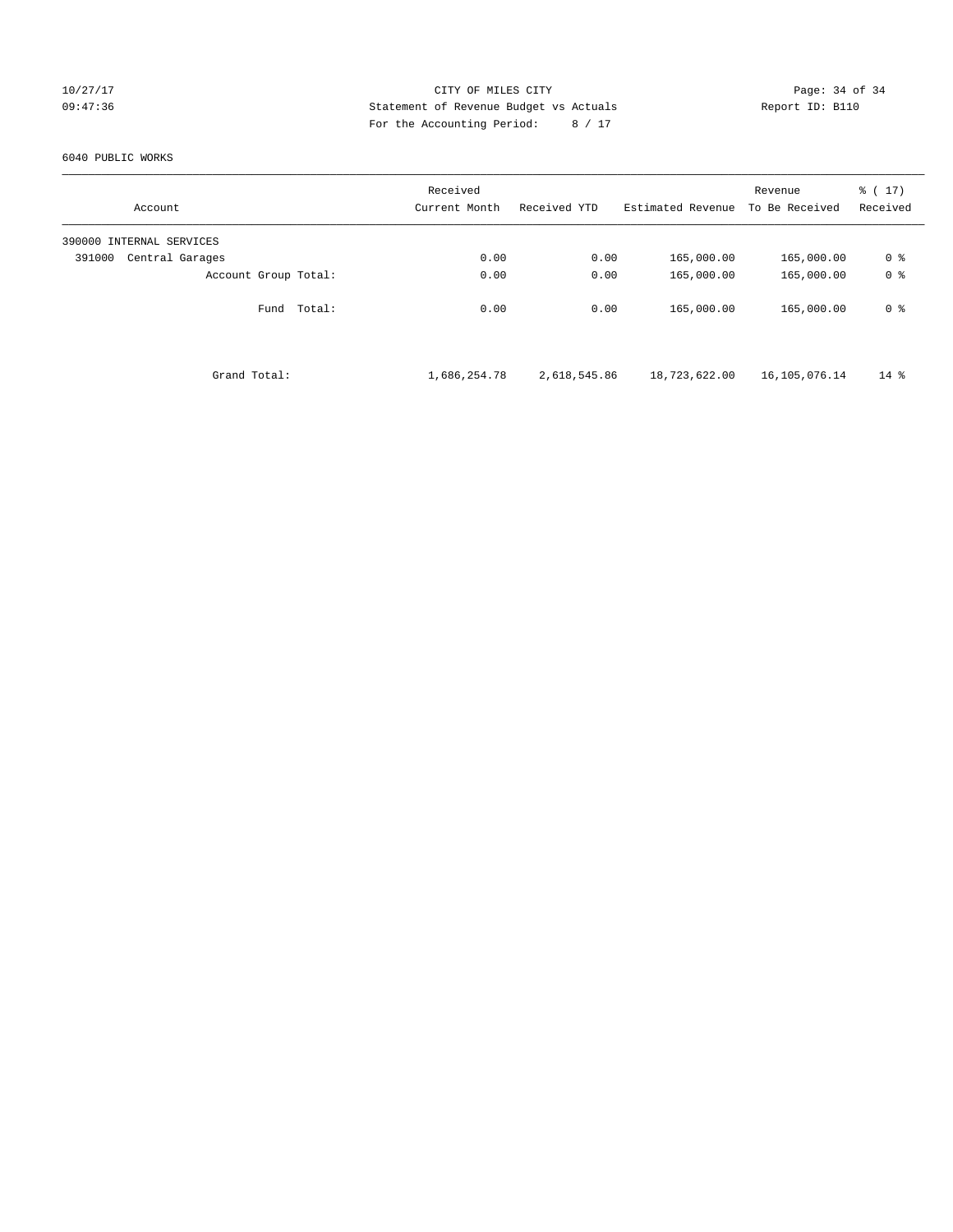CITY OF MILES CITY
Statement of Revenue Budget vs Actuals
For the Accounting Period: 8 / 17

10/27/17
09:47:36

Report ID: B110

6040 PUBLIC WORKS

| Account | Received Current Month | Received YTD | Estimated Revenue | Revenue To Be Received | % ( 17) Received |
|---|---|---|---|---|---|
| 390000 INTERNAL SERVICES | | | | | |
| 391000 Central Garages | 0.00 | 0.00 | 165,000.00 | 165,000.00 | 0 % |
| Account Group Total: | 0.00 | 0.00 | 165,000.00 | 165,000.00 | 0 % |
| Fund Total: | 0.00 | 0.00 | 165,000.00 | 165,000.00 | 0 % |
| Grand Total: | 1,686,254.78 | 2,618,545.86 | 18,723,622.00 | 16,105,076.14 | 14 % |